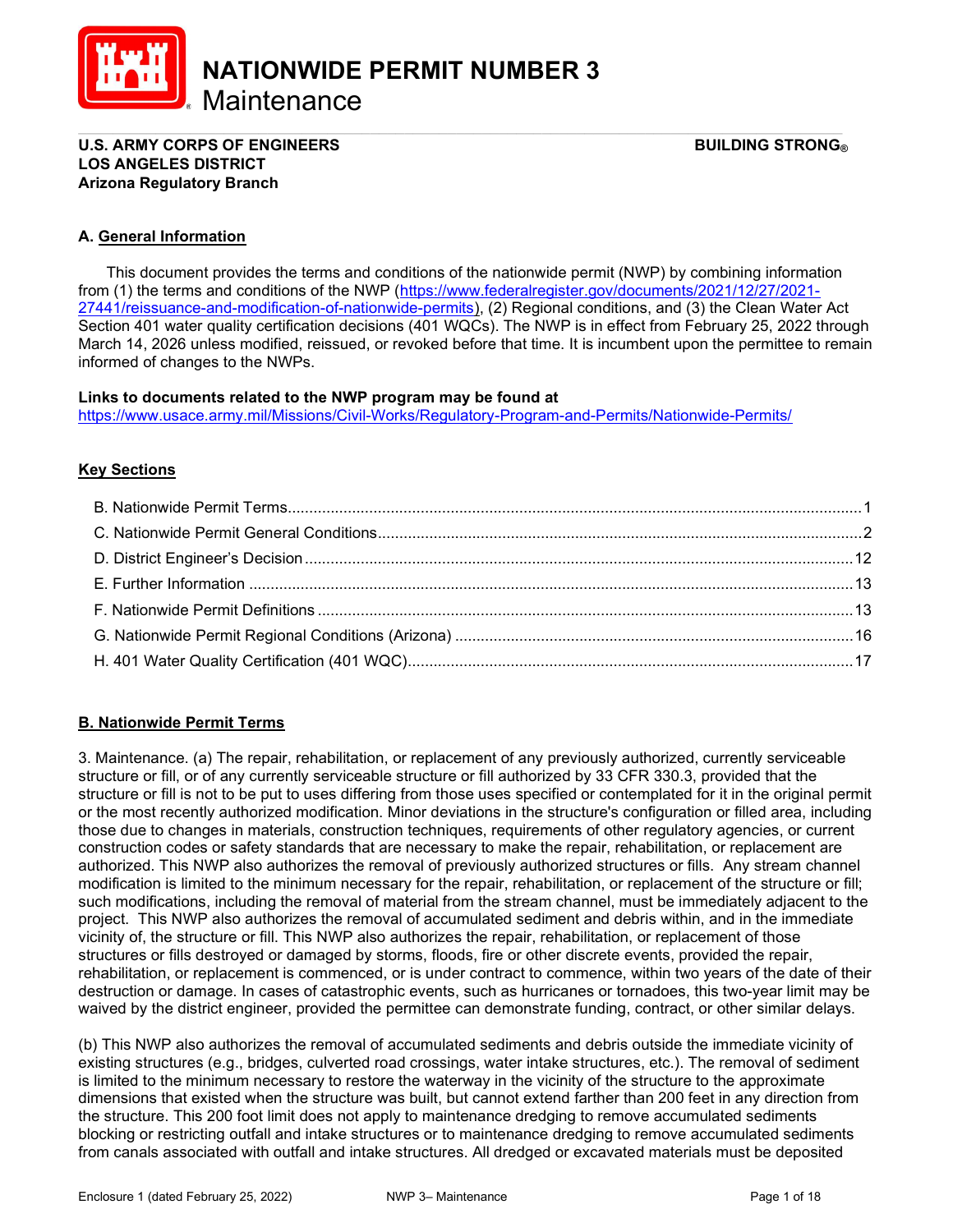# NATIONWIDE PERMIT NUMBER 3
## Maintenance

**U.S. ARMY CORPS OF ENGINEERS** **BUILDING STRONG®**
**LOS ANGELES DISTRICT**
**Arizona Regulatory Branch**

### A. General Information

This document provides the terms and conditions of the nationwide permit (NWP) by combining information from (1) the terms and conditions of the NWP (https://www.federalregister.gov/documents/2021/12/27/2021-27441/reissuance-and-modification-of-nationwide-permits), (2) Regional conditions, and (3) the Clean Water Act Section 401 water quality certification decisions (401 WQCs). The NWP is in effect from February 25, 2022 through March 14, 2026 unless modified, reissued, or revoked before that time. It is incumbent upon the permittee to remain informed of changes to the NWPs.

**Links to documents related to the NWP program may be found at**
https://www.usace.army.mil/Missions/Civil-Works/Regulatory-Program-and-Permits/Nationwide-Permits/

### Key Sections

- B. Nationwide Permit Terms....1
- C. Nationwide Permit General Conditions....2
- D. District Engineer's Decision....12
- E. Further Information....13
- F. Nationwide Permit Definitions....13
- G. Nationwide Permit Regional Conditions (Arizona)....16
- H. 401 Water Quality Certification (401 WQC)....17

### B. Nationwide Permit Terms

3. Maintenance. (a) The repair, rehabilitation, or replacement of any previously authorized, currently serviceable structure or fill, or of any currently serviceable structure or fill authorized by 33 CFR 330.3, provided that the structure or fill is not to be put to uses differing from those uses specified or contemplated for it in the original permit or the most recently authorized modification. Minor deviations in the structure's configuration or filled area, including those due to changes in materials, construction techniques, requirements of other regulatory agencies, or current construction codes or safety standards that are necessary to make the repair, rehabilitation, or replacement are authorized. This NWP also authorizes the removal of previously authorized structures or fills. Any stream channel modification is limited to the minimum necessary for the repair, rehabilitation, or replacement of the structure or fill; such modifications, including the removal of material from the stream channel, must be immediately adjacent to the project. This NWP also authorizes the removal of accumulated sediment and debris within, and in the immediate vicinity of, the structure or fill. This NWP also authorizes the repair, rehabilitation, or replacement of those structures or fills destroyed or damaged by storms, floods, fire or other discrete events, provided the repair, rehabilitation, or replacement is commenced, or is under contract to commence, within two years of the date of their destruction or damage. In cases of catastrophic events, such as hurricanes or tornadoes, this two-year limit may be waived by the district engineer, provided the permittee can demonstrate funding, contract, or other similar delays.

(b) This NWP also authorizes the removal of accumulated sediments and debris outside the immediate vicinity of existing structures (e.g., bridges, culverted road crossings, water intake structures, etc.). The removal of sediment is limited to the minimum necessary to restore the waterway in the vicinity of the structure to the approximate dimensions that existed when the structure was built, but cannot extend farther than 200 feet in any direction from the structure. This 200 foot limit does not apply to maintenance dredging to remove accumulated sediments blocking or restricting outfall and intake structures or to maintenance dredging to remove accumulated sediments from canals associated with outfall and intake structures. All dredged or excavated materials must be deposited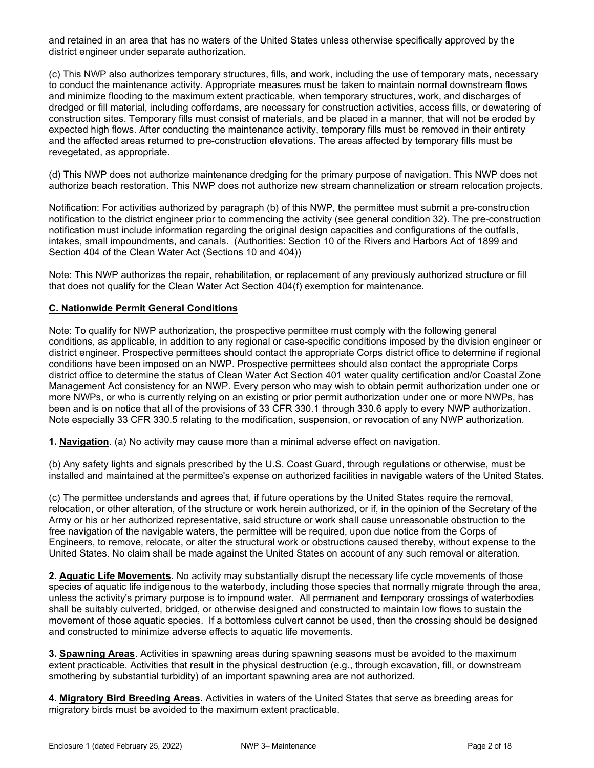and retained in an area that has no waters of the United States unless otherwise specifically approved by the district engineer under separate authorization.

(c) This NWP also authorizes temporary structures, fills, and work, including the use of temporary mats, necessary to conduct the maintenance activity. Appropriate measures must be taken to maintain normal downstream flows and minimize flooding to the maximum extent practicable, when temporary structures, work, and discharges of dredged or fill material, including cofferdams, are necessary for construction activities, access fills, or dewatering of construction sites. Temporary fills must consist of materials, and be placed in a manner, that will not be eroded by expected high flows. After conducting the maintenance activity, temporary fills must be removed in their entirety and the affected areas returned to pre-construction elevations. The areas affected by temporary fills must be revegetated, as appropriate.

(d) This NWP does not authorize maintenance dredging for the primary purpose of navigation. This NWP does not authorize beach restoration. This NWP does not authorize new stream channelization or stream relocation projects.

Notification: For activities authorized by paragraph (b) of this NWP, the permittee must submit a pre-construction notification to the district engineer prior to commencing the activity (see general condition 32). The pre-construction notification must include information regarding the original design capacities and configurations of the outfalls, intakes, small impoundments, and canals. (Authorities: Section 10 of the Rivers and Harbors Act of 1899 and Section 404 of the Clean Water Act (Sections 10 and 404))

Note: This NWP authorizes the repair, rehabilitation, or replacement of any previously authorized structure or fill that does not qualify for the Clean Water Act Section 404(f) exemption for maintenance.

## C. Nationwide Permit General Conditions

Note: To qualify for NWP authorization, the prospective permittee must comply with the following general conditions, as applicable, in addition to any regional or case-specific conditions imposed by the division engineer or district engineer. Prospective permittees should contact the appropriate Corps district office to determine if regional conditions have been imposed on an NWP. Prospective permittees should also contact the appropriate Corps district office to determine the status of Clean Water Act Section 401 water quality certification and/or Coastal Zone Management Act consistency for an NWP. Every person who may wish to obtain permit authorization under one or more NWPs, or who is currently relying on an existing or prior permit authorization under one or more NWPs, has been and is on notice that all of the provisions of 33 CFR 330.1 through 330.6 apply to every NWP authorization. Note especially 33 CFR 330.5 relating to the modification, suspension, or revocation of any NWP authorization.

**1. Navigation**. (a) No activity may cause more than a minimal adverse effect on navigation.

(b) Any safety lights and signals prescribed by the U.S. Coast Guard, through regulations or otherwise, must be installed and maintained at the permittee's expense on authorized facilities in navigable waters of the United States.

(c) The permittee understands and agrees that, if future operations by the United States require the removal, relocation, or other alteration, of the structure or work herein authorized, or if, in the opinion of the Secretary of the Army or his or her authorized representative, said structure or work shall cause unreasonable obstruction to the free navigation of the navigable waters, the permittee will be required, upon due notice from the Corps of Engineers, to remove, relocate, or alter the structural work or obstructions caused thereby, without expense to the United States. No claim shall be made against the United States on account of any such removal or alteration.

**2. Aquatic Life Movements.** No activity may substantially disrupt the necessary life cycle movements of those species of aquatic life indigenous to the waterbody, including those species that normally migrate through the area, unless the activity's primary purpose is to impound water. All permanent and temporary crossings of waterbodies shall be suitably culverted, bridged, or otherwise designed and constructed to maintain low flows to sustain the movement of those aquatic species. If a bottomless culvert cannot be used, then the crossing should be designed and constructed to minimize adverse effects to aquatic life movements.

**3. Spawning Areas**. Activities in spawning areas during spawning seasons must be avoided to the maximum extent practicable. Activities that result in the physical destruction (e.g., through excavation, fill, or downstream smothering by substantial turbidity) of an important spawning area are not authorized.

**4. Migratory Bird Breeding Areas.** Activities in waters of the United States that serve as breeding areas for migratory birds must be avoided to the maximum extent practicable.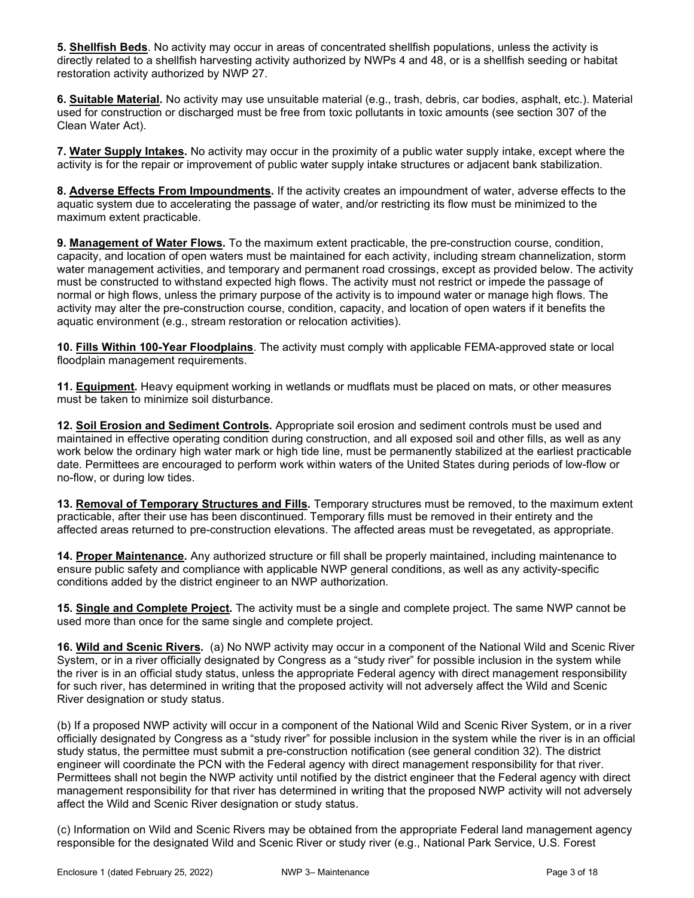**5. Shellfish Beds**. No activity may occur in areas of concentrated shellfish populations, unless the activity is directly related to a shellfish harvesting activity authorized by NWPs 4 and 48, or is a shellfish seeding or habitat restoration activity authorized by NWP 27.

**6. Suitable Material.** No activity may use unsuitable material (e.g., trash, debris, car bodies, asphalt, etc.). Material used for construction or discharged must be free from toxic pollutants in toxic amounts (see section 307 of the Clean Water Act).

**7. Water Supply Intakes.** No activity may occur in the proximity of a public water supply intake, except where the activity is for the repair or improvement of public water supply intake structures or adjacent bank stabilization.

**8. Adverse Effects From Impoundments.** If the activity creates an impoundment of water, adverse effects to the aquatic system due to accelerating the passage of water, and/or restricting its flow must be minimized to the maximum extent practicable.

**9. Management of Water Flows.** To the maximum extent practicable, the pre-construction course, condition, capacity, and location of open waters must be maintained for each activity, including stream channelization, storm water management activities, and temporary and permanent road crossings, except as provided below. The activity must be constructed to withstand expected high flows. The activity must not restrict or impede the passage of normal or high flows, unless the primary purpose of the activity is to impound water or manage high flows. The activity may alter the pre-construction course, condition, capacity, and location of open waters if it benefits the aquatic environment (e.g., stream restoration or relocation activities).

**10. Fills Within 100-Year Floodplains**. The activity must comply with applicable FEMA-approved state or local floodplain management requirements.

**11. Equipment.** Heavy equipment working in wetlands or mudflats must be placed on mats, or other measures must be taken to minimize soil disturbance.

**12. Soil Erosion and Sediment Controls.** Appropriate soil erosion and sediment controls must be used and maintained in effective operating condition during construction, and all exposed soil and other fills, as well as any work below the ordinary high water mark or high tide line, must be permanently stabilized at the earliest practicable date. Permittees are encouraged to perform work within waters of the United States during periods of low-flow or no-flow, or during low tides.

**13. Removal of Temporary Structures and Fills.** Temporary structures must be removed, to the maximum extent practicable, after their use has been discontinued. Temporary fills must be removed in their entirety and the affected areas returned to pre-construction elevations. The affected areas must be revegetated, as appropriate.

**14. Proper Maintenance.** Any authorized structure or fill shall be properly maintained, including maintenance to ensure public safety and compliance with applicable NWP general conditions, as well as any activity-specific conditions added by the district engineer to an NWP authorization.

**15. Single and Complete Project.** The activity must be a single and complete project. The same NWP cannot be used more than once for the same single and complete project.

**16. Wild and Scenic Rivers.** (a) No NWP activity may occur in a component of the National Wild and Scenic River System, or in a river officially designated by Congress as a "study river" for possible inclusion in the system while the river is in an official study status, unless the appropriate Federal agency with direct management responsibility for such river, has determined in writing that the proposed activity will not adversely affect the Wild and Scenic River designation or study status.

(b) If a proposed NWP activity will occur in a component of the National Wild and Scenic River System, or in a river officially designated by Congress as a "study river" for possible inclusion in the system while the river is in an official study status, the permittee must submit a pre-construction notification (see general condition 32). The district engineer will coordinate the PCN with the Federal agency with direct management responsibility for that river. Permittees shall not begin the NWP activity until notified by the district engineer that the Federal agency with direct management responsibility for that river has determined in writing that the proposed NWP activity will not adversely affect the Wild and Scenic River designation or study status.

(c) Information on Wild and Scenic Rivers may be obtained from the appropriate Federal land management agency responsible for the designated Wild and Scenic River or study river (e.g., National Park Service, U.S. Forest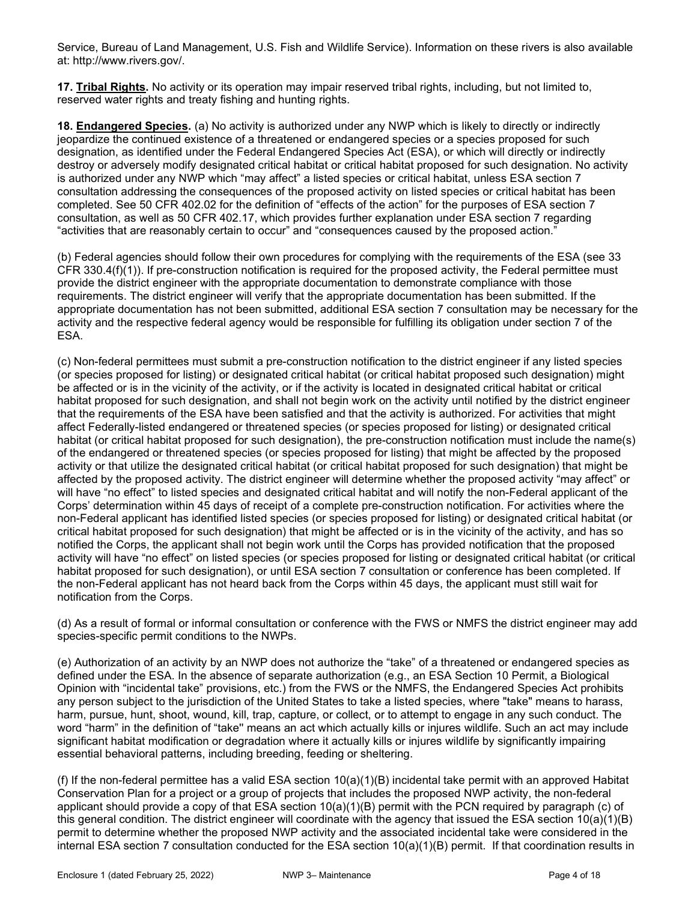Service, Bureau of Land Management, U.S. Fish and Wildlife Service). Information on these rivers is also available at: http://www.rivers.gov/.

**17. Tribal Rights.** No activity or its operation may impair reserved tribal rights, including, but not limited to, reserved water rights and treaty fishing and hunting rights.

**18. Endangered Species.** (a) No activity is authorized under any NWP which is likely to directly or indirectly jeopardize the continued existence of a threatened or endangered species or a species proposed for such designation, as identified under the Federal Endangered Species Act (ESA), or which will directly or indirectly destroy or adversely modify designated critical habitat or critical habitat proposed for such designation. No activity is authorized under any NWP which "may affect" a listed species or critical habitat, unless ESA section 7 consultation addressing the consequences of the proposed activity on listed species or critical habitat has been completed. See 50 CFR 402.02 for the definition of "effects of the action" for the purposes of ESA section 7 consultation, as well as 50 CFR 402.17, which provides further explanation under ESA section 7 regarding "activities that are reasonably certain to occur" and "consequences caused by the proposed action."

(b) Federal agencies should follow their own procedures for complying with the requirements of the ESA (see 33 CFR 330.4(f)(1)). If pre-construction notification is required for the proposed activity, the Federal permittee must provide the district engineer with the appropriate documentation to demonstrate compliance with those requirements. The district engineer will verify that the appropriate documentation has been submitted. If the appropriate documentation has not been submitted, additional ESA section 7 consultation may be necessary for the activity and the respective federal agency would be responsible for fulfilling its obligation under section 7 of the ESA.

(c) Non-federal permittees must submit a pre-construction notification to the district engineer if any listed species (or species proposed for listing) or designated critical habitat (or critical habitat proposed such designation) might be affected or is in the vicinity of the activity, or if the activity is located in designated critical habitat or critical habitat proposed for such designation, and shall not begin work on the activity until notified by the district engineer that the requirements of the ESA have been satisfied and that the activity is authorized. For activities that might affect Federally-listed endangered or threatened species (or species proposed for listing) or designated critical habitat (or critical habitat proposed for such designation), the pre-construction notification must include the name(s) of the endangered or threatened species (or species proposed for listing) that might be affected by the proposed activity or that utilize the designated critical habitat (or critical habitat proposed for such designation) that might be affected by the proposed activity. The district engineer will determine whether the proposed activity "may affect" or will have "no effect" to listed species and designated critical habitat and will notify the non-Federal applicant of the Corps' determination within 45 days of receipt of a complete pre-construction notification. For activities where the non-Federal applicant has identified listed species (or species proposed for listing) or designated critical habitat (or critical habitat proposed for such designation) that might be affected or is in the vicinity of the activity, and has so notified the Corps, the applicant shall not begin work until the Corps has provided notification that the proposed activity will have "no effect" on listed species (or species proposed for listing or designated critical habitat (or critical habitat proposed for such designation), or until ESA section 7 consultation or conference has been completed. If the non-Federal applicant has not heard back from the Corps within 45 days, the applicant must still wait for notification from the Corps.

(d) As a result of formal or informal consultation or conference with the FWS or NMFS the district engineer may add species-specific permit conditions to the NWPs.

(e) Authorization of an activity by an NWP does not authorize the "take" of a threatened or endangered species as defined under the ESA. In the absence of separate authorization (e.g., an ESA Section 10 Permit, a Biological Opinion with "incidental take" provisions, etc.) from the FWS or the NMFS, the Endangered Species Act prohibits any person subject to the jurisdiction of the United States to take a listed species, where "take" means to harass, harm, pursue, hunt, shoot, wound, kill, trap, capture, or collect, or to attempt to engage in any such conduct. The word "harm" in the definition of "take'' means an act which actually kills or injures wildlife. Such an act may include significant habitat modification or degradation where it actually kills or injures wildlife by significantly impairing essential behavioral patterns, including breeding, feeding or sheltering.

(f) If the non-federal permittee has a valid ESA section 10(a)(1)(B) incidental take permit with an approved Habitat Conservation Plan for a project or a group of projects that includes the proposed NWP activity, the non-federal applicant should provide a copy of that ESA section 10(a)(1)(B) permit with the PCN required by paragraph (c) of this general condition. The district engineer will coordinate with the agency that issued the ESA section 10(a)(1)(B) permit to determine whether the proposed NWP activity and the associated incidental take were considered in the internal ESA section 7 consultation conducted for the ESA section 10(a)(1)(B) permit. If that coordination results in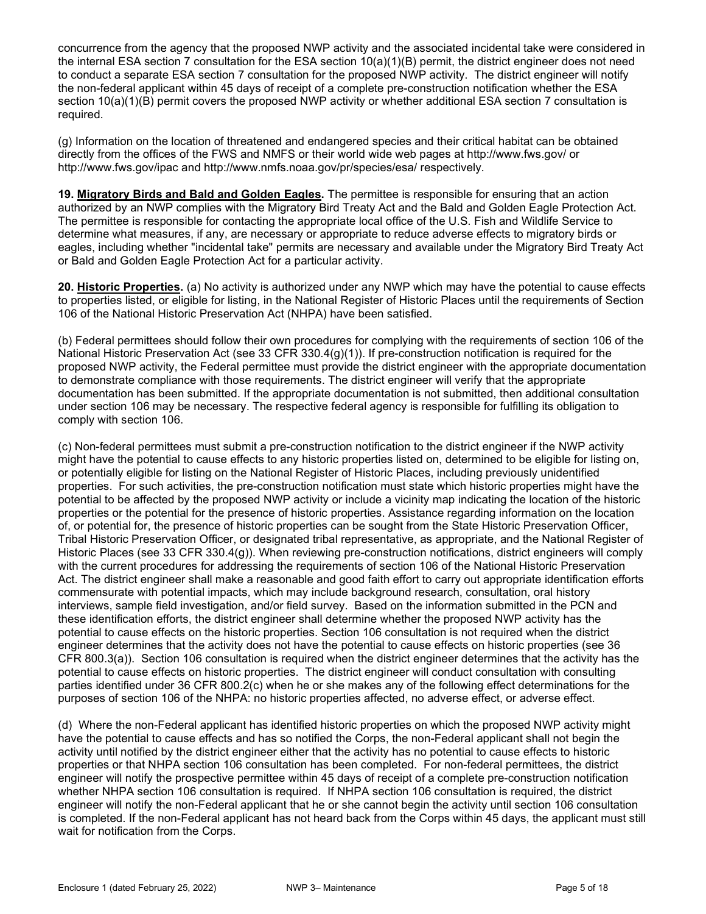concurrence from the agency that the proposed NWP activity and the associated incidental take were considered in the internal ESA section 7 consultation for the ESA section 10(a)(1)(B) permit, the district engineer does not need to conduct a separate ESA section 7 consultation for the proposed NWP activity. The district engineer will notify the non-federal applicant within 45 days of receipt of a complete pre-construction notification whether the ESA section 10(a)(1)(B) permit covers the proposed NWP activity or whether additional ESA section 7 consultation is required.

(g) Information on the location of threatened and endangered species and their critical habitat can be obtained directly from the offices of the FWS and NMFS or their world wide web pages at http://www.fws.gov/ or http://www.fws.gov/ipac and http://www.nmfs.noaa.gov/pr/species/esa/ respectively.

**19. Migratory Birds and Bald and Golden Eagles.** The permittee is responsible for ensuring that an action authorized by an NWP complies with the Migratory Bird Treaty Act and the Bald and Golden Eagle Protection Act. The permittee is responsible for contacting the appropriate local office of the U.S. Fish and Wildlife Service to determine what measures, if any, are necessary or appropriate to reduce adverse effects to migratory birds or eagles, including whether "incidental take" permits are necessary and available under the Migratory Bird Treaty Act or Bald and Golden Eagle Protection Act for a particular activity.

**20. Historic Properties.** (a) No activity is authorized under any NWP which may have the potential to cause effects to properties listed, or eligible for listing, in the National Register of Historic Places until the requirements of Section 106 of the National Historic Preservation Act (NHPA) have been satisfied.

(b) Federal permittees should follow their own procedures for complying with the requirements of section 106 of the National Historic Preservation Act (see 33 CFR 330.4(g)(1)). If pre-construction notification is required for the proposed NWP activity, the Federal permittee must provide the district engineer with the appropriate documentation to demonstrate compliance with those requirements. The district engineer will verify that the appropriate documentation has been submitted. If the appropriate documentation is not submitted, then additional consultation under section 106 may be necessary. The respective federal agency is responsible for fulfilling its obligation to comply with section 106.

(c) Non-federal permittees must submit a pre-construction notification to the district engineer if the NWP activity might have the potential to cause effects to any historic properties listed on, determined to be eligible for listing on, or potentially eligible for listing on the National Register of Historic Places, including previously unidentified properties. For such activities, the pre-construction notification must state which historic properties might have the potential to be affected by the proposed NWP activity or include a vicinity map indicating the location of the historic properties or the potential for the presence of historic properties. Assistance regarding information on the location of, or potential for, the presence of historic properties can be sought from the State Historic Preservation Officer, Tribal Historic Preservation Officer, or designated tribal representative, as appropriate, and the National Register of Historic Places (see 33 CFR 330.4(g)). When reviewing pre-construction notifications, district engineers will comply with the current procedures for addressing the requirements of section 106 of the National Historic Preservation Act. The district engineer shall make a reasonable and good faith effort to carry out appropriate identification efforts commensurate with potential impacts, which may include background research, consultation, oral history interviews, sample field investigation, and/or field survey. Based on the information submitted in the PCN and these identification efforts, the district engineer shall determine whether the proposed NWP activity has the potential to cause effects on the historic properties. Section 106 consultation is not required when the district engineer determines that the activity does not have the potential to cause effects on historic properties (see 36 CFR 800.3(a)). Section 106 consultation is required when the district engineer determines that the activity has the potential to cause effects on historic properties. The district engineer will conduct consultation with consulting parties identified under 36 CFR 800.2(c) when he or she makes any of the following effect determinations for the purposes of section 106 of the NHPA: no historic properties affected, no adverse effect, or adverse effect.

(d) Where the non-Federal applicant has identified historic properties on which the proposed NWP activity might have the potential to cause effects and has so notified the Corps, the non-Federal applicant shall not begin the activity until notified by the district engineer either that the activity has no potential to cause effects to historic properties or that NHPA section 106 consultation has been completed. For non-federal permittees, the district engineer will notify the prospective permittee within 45 days of receipt of a complete pre-construction notification whether NHPA section 106 consultation is required. If NHPA section 106 consultation is required, the district engineer will notify the non-Federal applicant that he or she cannot begin the activity until section 106 consultation is completed. If the non-Federal applicant has not heard back from the Corps within 45 days, the applicant must still wait for notification from the Corps.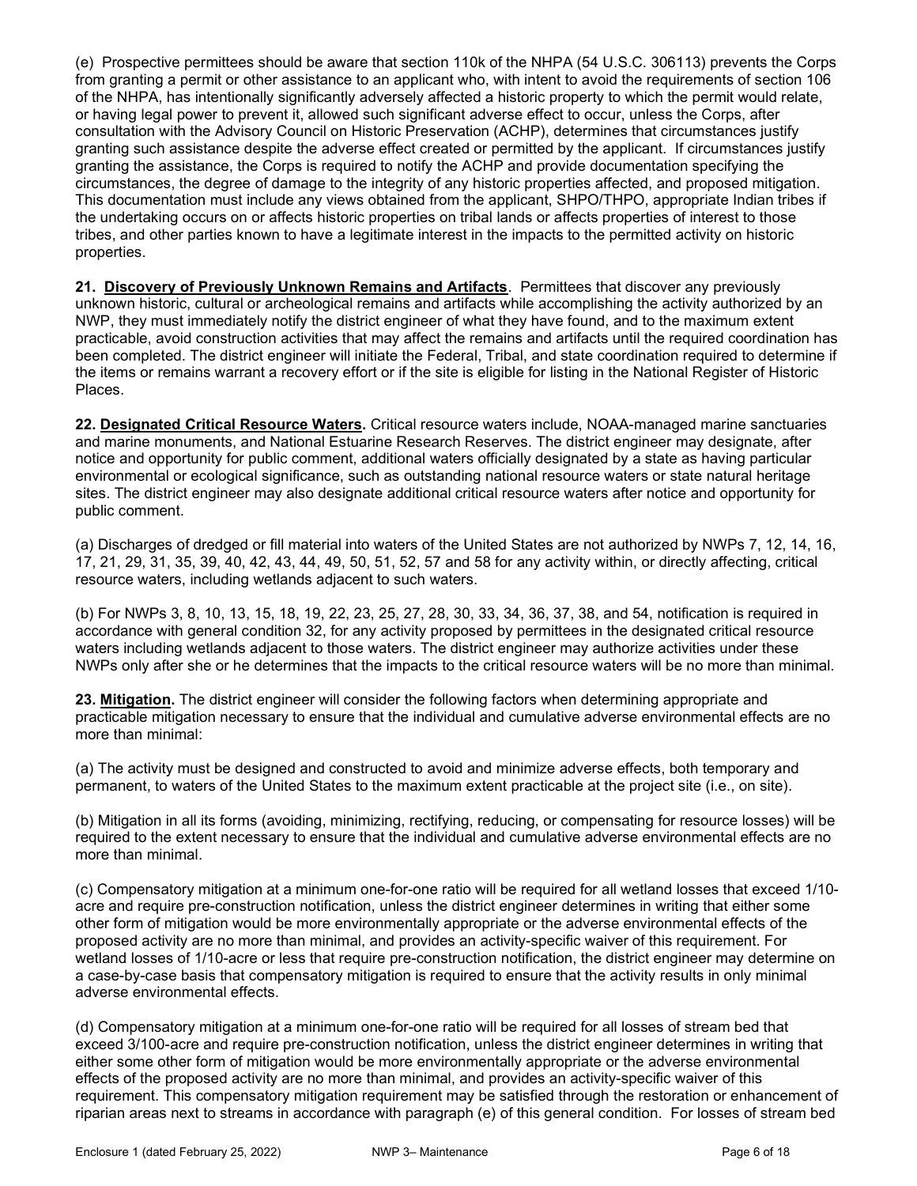(e) Prospective permittees should be aware that section 110k of the NHPA (54 U.S.C. 306113) prevents the Corps from granting a permit or other assistance to an applicant who, with intent to avoid the requirements of section 106 of the NHPA, has intentionally significantly adversely affected a historic property to which the permit would relate, or having legal power to prevent it, allowed such significant adverse effect to occur, unless the Corps, after consultation with the Advisory Council on Historic Preservation (ACHP), determines that circumstances justify granting such assistance despite the adverse effect created or permitted by the applicant. If circumstances justify granting the assistance, the Corps is required to notify the ACHP and provide documentation specifying the circumstances, the degree of damage to the integrity of any historic properties affected, and proposed mitigation. This documentation must include any views obtained from the applicant, SHPO/THPO, appropriate Indian tribes if the undertaking occurs on or affects historic properties on tribal lands or affects properties of interest to those tribes, and other parties known to have a legitimate interest in the impacts to the permitted activity on historic properties.

**21. Discovery of Previously Unknown Remains and Artifacts**. Permittees that discover any previously unknown historic, cultural or archeological remains and artifacts while accomplishing the activity authorized by an NWP, they must immediately notify the district engineer of what they have found, and to the maximum extent practicable, avoid construction activities that may affect the remains and artifacts until the required coordination has been completed. The district engineer will initiate the Federal, Tribal, and state coordination required to determine if the items or remains warrant a recovery effort or if the site is eligible for listing in the National Register of Historic Places.

**22. Designated Critical Resource Waters.** Critical resource waters include, NOAA-managed marine sanctuaries and marine monuments, and National Estuarine Research Reserves. The district engineer may designate, after notice and opportunity for public comment, additional waters officially designated by a state as having particular environmental or ecological significance, such as outstanding national resource waters or state natural heritage sites. The district engineer may also designate additional critical resource waters after notice and opportunity for public comment.

(a) Discharges of dredged or fill material into waters of the United States are not authorized by NWPs 7, 12, 14, 16, 17, 21, 29, 31, 35, 39, 40, 42, 43, 44, 49, 50, 51, 52, 57 and 58 for any activity within, or directly affecting, critical resource waters, including wetlands adjacent to such waters.

(b) For NWPs 3, 8, 10, 13, 15, 18, 19, 22, 23, 25, 27, 28, 30, 33, 34, 36, 37, 38, and 54, notification is required in accordance with general condition 32, for any activity proposed by permittees in the designated critical resource waters including wetlands adjacent to those waters. The district engineer may authorize activities under these NWPs only after she or he determines that the impacts to the critical resource waters will be no more than minimal.

**23. Mitigation.** The district engineer will consider the following factors when determining appropriate and practicable mitigation necessary to ensure that the individual and cumulative adverse environmental effects are no more than minimal:

(a) The activity must be designed and constructed to avoid and minimize adverse effects, both temporary and permanent, to waters of the United States to the maximum extent practicable at the project site (i.e., on site).

(b) Mitigation in all its forms (avoiding, minimizing, rectifying, reducing, or compensating for resource losses) will be required to the extent necessary to ensure that the individual and cumulative adverse environmental effects are no more than minimal.

(c) Compensatory mitigation at a minimum one-for-one ratio will be required for all wetland losses that exceed 1/10-acre and require pre-construction notification, unless the district engineer determines in writing that either some other form of mitigation would be more environmentally appropriate or the adverse environmental effects of the proposed activity are no more than minimal, and provides an activity-specific waiver of this requirement. For wetland losses of 1/10-acre or less that require pre-construction notification, the district engineer may determine on a case-by-case basis that compensatory mitigation is required to ensure that the activity results in only minimal adverse environmental effects.

(d) Compensatory mitigation at a minimum one-for-one ratio will be required for all losses of stream bed that exceed 3/100-acre and require pre-construction notification, unless the district engineer determines in writing that either some other form of mitigation would be more environmentally appropriate or the adverse environmental effects of the proposed activity are no more than minimal, and provides an activity-specific waiver of this requirement. This compensatory mitigation requirement may be satisfied through the restoration or enhancement of riparian areas next to streams in accordance with paragraph (e) of this general condition. For losses of stream bed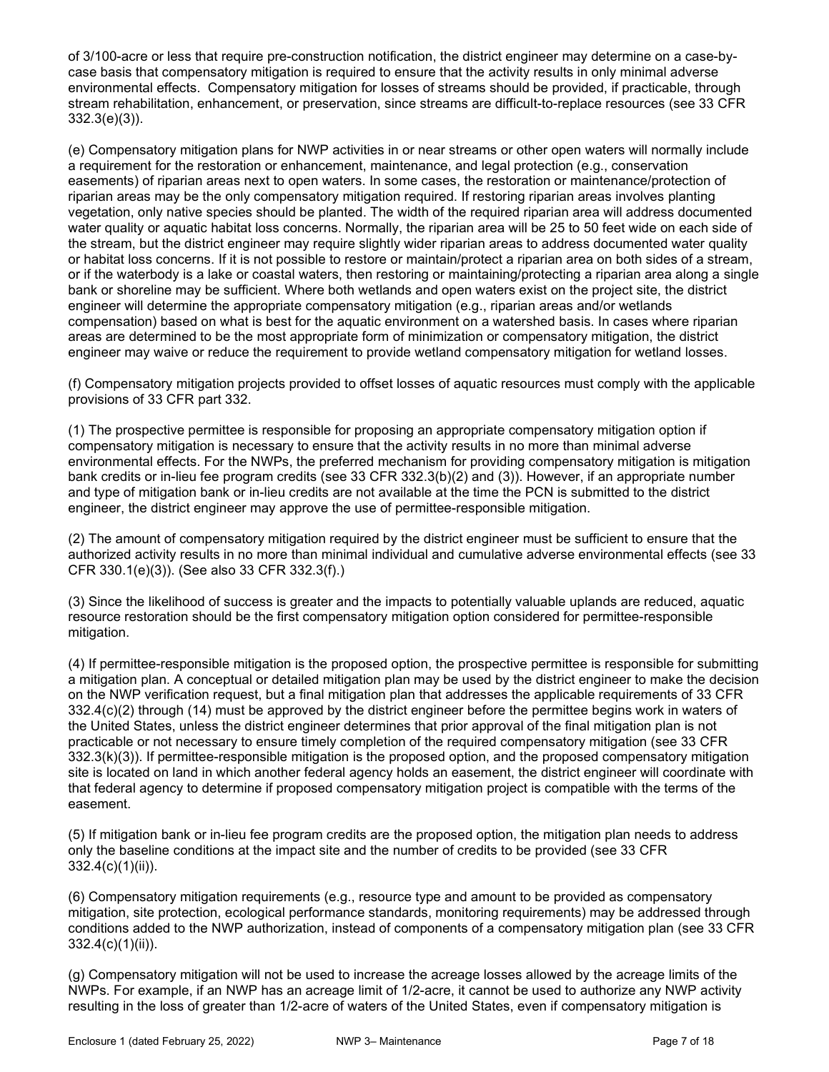of 3/100-acre or less that require pre-construction notification, the district engineer may determine on a case-by-case basis that compensatory mitigation is required to ensure that the activity results in only minimal adverse environmental effects. Compensatory mitigation for losses of streams should be provided, if practicable, through stream rehabilitation, enhancement, or preservation, since streams are difficult-to-replace resources (see 33 CFR 332.3(e)(3)).

(e) Compensatory mitigation plans for NWP activities in or near streams or other open waters will normally include a requirement for the restoration or enhancement, maintenance, and legal protection (e.g., conservation easements) of riparian areas next to open waters. In some cases, the restoration or maintenance/protection of riparian areas may be the only compensatory mitigation required. If restoring riparian areas involves planting vegetation, only native species should be planted. The width of the required riparian area will address documented water quality or aquatic habitat loss concerns. Normally, the riparian area will be 25 to 50 feet wide on each side of the stream, but the district engineer may require slightly wider riparian areas to address documented water quality or habitat loss concerns. If it is not possible to restore or maintain/protect a riparian area on both sides of a stream, or if the waterbody is a lake or coastal waters, then restoring or maintaining/protecting a riparian area along a single bank or shoreline may be sufficient. Where both wetlands and open waters exist on the project site, the district engineer will determine the appropriate compensatory mitigation (e.g., riparian areas and/or wetlands compensation) based on what is best for the aquatic environment on a watershed basis. In cases where riparian areas are determined to be the most appropriate form of minimization or compensatory mitigation, the district engineer may waive or reduce the requirement to provide wetland compensatory mitigation for wetland losses.

(f) Compensatory mitigation projects provided to offset losses of aquatic resources must comply with the applicable provisions of 33 CFR part 332.

(1) The prospective permittee is responsible for proposing an appropriate compensatory mitigation option if compensatory mitigation is necessary to ensure that the activity results in no more than minimal adverse environmental effects. For the NWPs, the preferred mechanism for providing compensatory mitigation is mitigation bank credits or in-lieu fee program credits (see 33 CFR 332.3(b)(2) and (3)). However, if an appropriate number and type of mitigation bank or in-lieu credits are not available at the time the PCN is submitted to the district engineer, the district engineer may approve the use of permittee-responsible mitigation.

(2) The amount of compensatory mitigation required by the district engineer must be sufficient to ensure that the authorized activity results in no more than minimal individual and cumulative adverse environmental effects (see 33 CFR 330.1(e)(3)). (See also 33 CFR 332.3(f).)

(3) Since the likelihood of success is greater and the impacts to potentially valuable uplands are reduced, aquatic resource restoration should be the first compensatory mitigation option considered for permittee-responsible mitigation.

(4) If permittee-responsible mitigation is the proposed option, the prospective permittee is responsible for submitting a mitigation plan. A conceptual or detailed mitigation plan may be used by the district engineer to make the decision on the NWP verification request, but a final mitigation plan that addresses the applicable requirements of 33 CFR 332.4(c)(2) through (14) must be approved by the district engineer before the permittee begins work in waters of the United States, unless the district engineer determines that prior approval of the final mitigation plan is not practicable or not necessary to ensure timely completion of the required compensatory mitigation (see 33 CFR 332.3(k)(3)). If permittee-responsible mitigation is the proposed option, and the proposed compensatory mitigation site is located on land in which another federal agency holds an easement, the district engineer will coordinate with that federal agency to determine if proposed compensatory mitigation project is compatible with the terms of the easement.

(5) If mitigation bank or in-lieu fee program credits are the proposed option, the mitigation plan needs to address only the baseline conditions at the impact site and the number of credits to be provided (see 33 CFR 332.4(c)(1)(ii)).

(6) Compensatory mitigation requirements (e.g., resource type and amount to be provided as compensatory mitigation, site protection, ecological performance standards, monitoring requirements) may be addressed through conditions added to the NWP authorization, instead of components of a compensatory mitigation plan (see 33 CFR 332.4(c)(1)(ii)).

(g) Compensatory mitigation will not be used to increase the acreage losses allowed by the acreage limits of the NWPs. For example, if an NWP has an acreage limit of 1/2-acre, it cannot be used to authorize any NWP activity resulting in the loss of greater than 1/2-acre of waters of the United States, even if compensatory mitigation is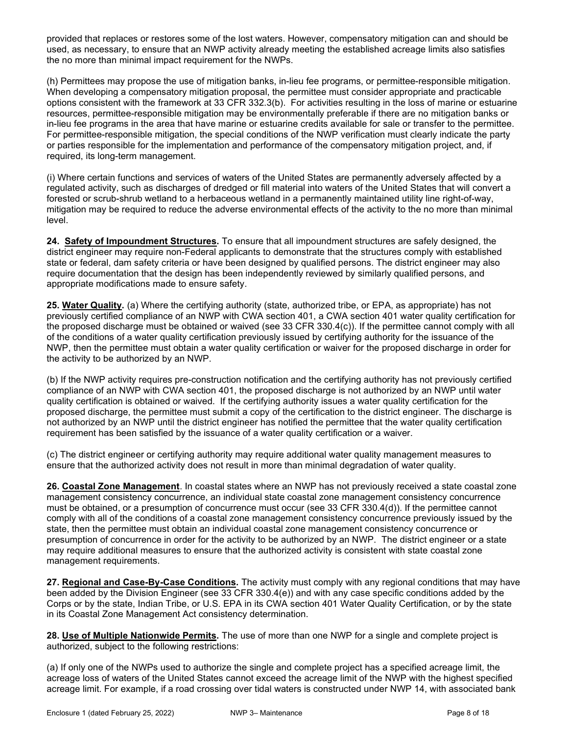provided that replaces or restores some of the lost waters. However, compensatory mitigation can and should be used, as necessary, to ensure that an NWP activity already meeting the established acreage limits also satisfies the no more than minimal impact requirement for the NWPs.

(h) Permittees may propose the use of mitigation banks, in-lieu fee programs, or permittee-responsible mitigation. When developing a compensatory mitigation proposal, the permittee must consider appropriate and practicable options consistent with the framework at 33 CFR 332.3(b). For activities resulting in the loss of marine or estuarine resources, permittee-responsible mitigation may be environmentally preferable if there are no mitigation banks or in-lieu fee programs in the area that have marine or estuarine credits available for sale or transfer to the permittee. For permittee-responsible mitigation, the special conditions of the NWP verification must clearly indicate the party or parties responsible for the implementation and performance of the compensatory mitigation project, and, if required, its long-term management.

(i) Where certain functions and services of waters of the United States are permanently adversely affected by a regulated activity, such as discharges of dredged or fill material into waters of the United States that will convert a forested or scrub-shrub wetland to a herbaceous wetland in a permanently maintained utility line right-of-way, mitigation may be required to reduce the adverse environmental effects of the activity to the no more than minimal level.

**24. Safety of Impoundment Structures.** To ensure that all impoundment structures are safely designed, the district engineer may require non-Federal applicants to demonstrate that the structures comply with established state or federal, dam safety criteria or have been designed by qualified persons. The district engineer may also require documentation that the design has been independently reviewed by similarly qualified persons, and appropriate modifications made to ensure safety.

**25. Water Quality.** (a) Where the certifying authority (state, authorized tribe, or EPA, as appropriate) has not previously certified compliance of an NWP with CWA section 401, a CWA section 401 water quality certification for the proposed discharge must be obtained or waived (see 33 CFR 330.4(c)). If the permittee cannot comply with all of the conditions of a water quality certification previously issued by certifying authority for the issuance of the NWP, then the permittee must obtain a water quality certification or waiver for the proposed discharge in order for the activity to be authorized by an NWP.

(b) If the NWP activity requires pre-construction notification and the certifying authority has not previously certified compliance of an NWP with CWA section 401, the proposed discharge is not authorized by an NWP until water quality certification is obtained or waived. If the certifying authority issues a water quality certification for the proposed discharge, the permittee must submit a copy of the certification to the district engineer. The discharge is not authorized by an NWP until the district engineer has notified the permittee that the water quality certification requirement has been satisfied by the issuance of a water quality certification or a waiver.

(c) The district engineer or certifying authority may require additional water quality management measures to ensure that the authorized activity does not result in more than minimal degradation of water quality.

**26. Coastal Zone Management**. In coastal states where an NWP has not previously received a state coastal zone management consistency concurrence, an individual state coastal zone management consistency concurrence must be obtained, or a presumption of concurrence must occur (see 33 CFR 330.4(d)). If the permittee cannot comply with all of the conditions of a coastal zone management consistency concurrence previously issued by the state, then the permittee must obtain an individual coastal zone management consistency concurrence or presumption of concurrence in order for the activity to be authorized by an NWP. The district engineer or a state may require additional measures to ensure that the authorized activity is consistent with state coastal zone management requirements.

**27. Regional and Case-By-Case Conditions.** The activity must comply with any regional conditions that may have been added by the Division Engineer (see 33 CFR 330.4(e)) and with any case specific conditions added by the Corps or by the state, Indian Tribe, or U.S. EPA in its CWA section 401 Water Quality Certification, or by the state in its Coastal Zone Management Act consistency determination.

**28. Use of Multiple Nationwide Permits.** The use of more than one NWP for a single and complete project is authorized, subject to the following restrictions:

(a) If only one of the NWPs used to authorize the single and complete project has a specified acreage limit, the acreage loss of waters of the United States cannot exceed the acreage limit of the NWP with the highest specified acreage limit. For example, if a road crossing over tidal waters is constructed under NWP 14, with associated bank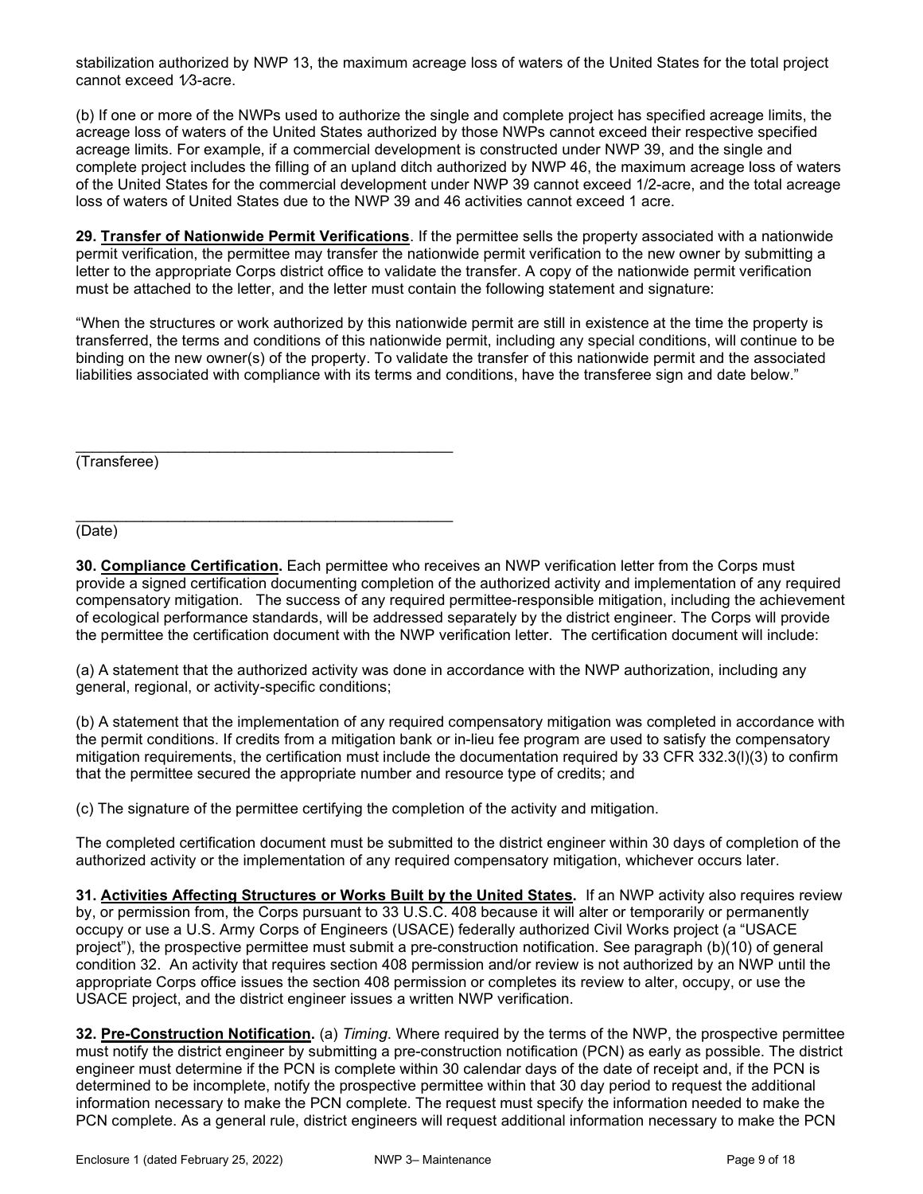stabilization authorized by NWP 13, the maximum acreage loss of waters of the United States for the total project cannot exceed 1⁄3-acre.

(b) If one or more of the NWPs used to authorize the single and complete project has specified acreage limits, the acreage loss of waters of the United States authorized by those NWPs cannot exceed their respective specified acreage limits. For example, if a commercial development is constructed under NWP 39, and the single and complete project includes the filling of an upland ditch authorized by NWP 46, the maximum acreage loss of waters of the United States for the commercial development under NWP 39 cannot exceed 1/2-acre, and the total acreage loss of waters of United States due to the NWP 39 and 46 activities cannot exceed 1 acre.

**29. Transfer of Nationwide Permit Verifications**. If the permittee sells the property associated with a nationwide permit verification, the permittee may transfer the nationwide permit verification to the new owner by submitting a letter to the appropriate Corps district office to validate the transfer. A copy of the nationwide permit verification must be attached to the letter, and the letter must contain the following statement and signature:

"When the structures or work authorized by this nationwide permit are still in existence at the time the property is transferred, the terms and conditions of this nationwide permit, including any special conditions, will continue to be binding on the new owner(s) of the property. To validate the transfer of this nationwide permit and the associated liabilities associated with compliance with its terms and conditions, have the transferee sign and date below."

______________________________________________
(Transferee)

______________________________________________
(Date)

**30. Compliance Certification.** Each permittee who receives an NWP verification letter from the Corps must provide a signed certification documenting completion of the authorized activity and implementation of any required compensatory mitigation. The success of any required permittee-responsible mitigation, including the achievement of ecological performance standards, will be addressed separately by the district engineer. The Corps will provide the permittee the certification document with the NWP verification letter. The certification document will include:

(a) A statement that the authorized activity was done in accordance with the NWP authorization, including any general, regional, or activity-specific conditions;

(b) A statement that the implementation of any required compensatory mitigation was completed in accordance with the permit conditions. If credits from a mitigation bank or in-lieu fee program are used to satisfy the compensatory mitigation requirements, the certification must include the documentation required by 33 CFR 332.3(l)(3) to confirm that the permittee secured the appropriate number and resource type of credits; and

(c) The signature of the permittee certifying the completion of the activity and mitigation.

The completed certification document must be submitted to the district engineer within 30 days of completion of the authorized activity or the implementation of any required compensatory mitigation, whichever occurs later.

**31. Activities Affecting Structures or Works Built by the United States.** If an NWP activity also requires review by, or permission from, the Corps pursuant to 33 U.S.C. 408 because it will alter or temporarily or permanently occupy or use a U.S. Army Corps of Engineers (USACE) federally authorized Civil Works project (a "USACE project"), the prospective permittee must submit a pre-construction notification. See paragraph (b)(10) of general condition 32. An activity that requires section 408 permission and/or review is not authorized by an NWP until the appropriate Corps office issues the section 408 permission or completes its review to alter, occupy, or use the USACE project, and the district engineer issues a written NWP verification.

**32. Pre-Construction Notification.** (a) *Timing*. Where required by the terms of the NWP, the prospective permittee must notify the district engineer by submitting a pre-construction notification (PCN) as early as possible. The district engineer must determine if the PCN is complete within 30 calendar days of the date of receipt and, if the PCN is determined to be incomplete, notify the prospective permittee within that 30 day period to request the additional information necessary to make the PCN complete. The request must specify the information needed to make the PCN complete. As a general rule, district engineers will request additional information necessary to make the PCN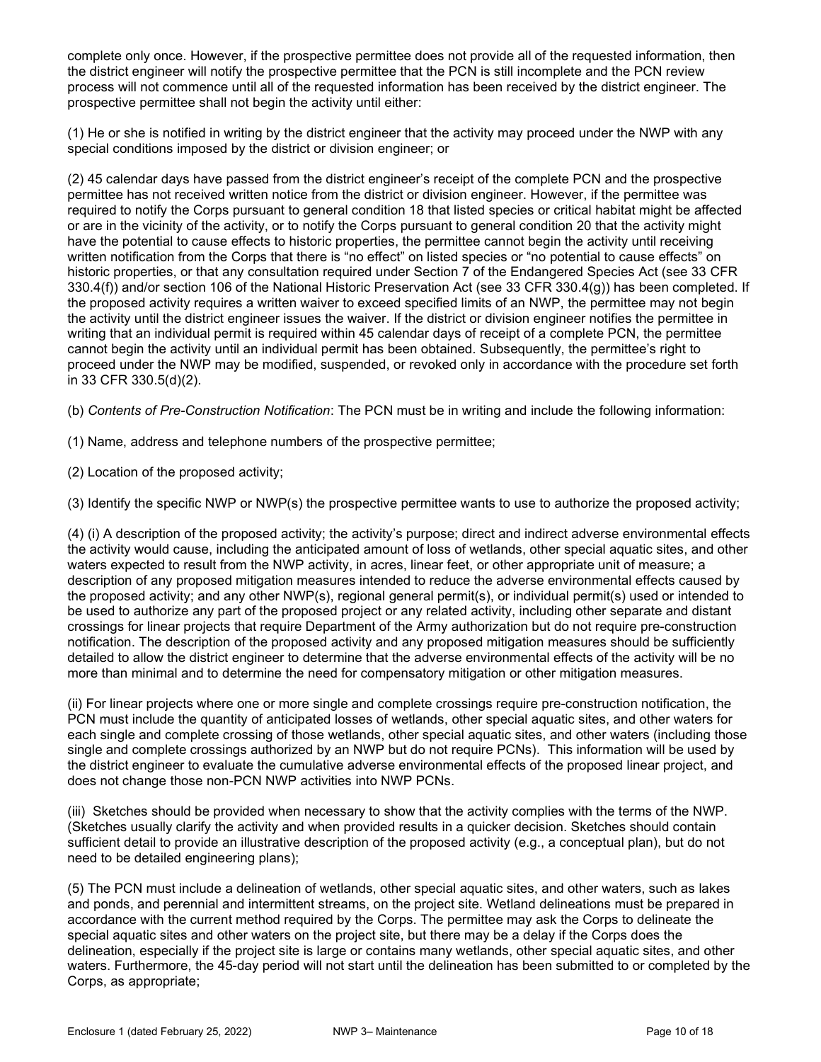complete only once. However, if the prospective permittee does not provide all of the requested information, then the district engineer will notify the prospective permittee that the PCN is still incomplete and the PCN review process will not commence until all of the requested information has been received by the district engineer. The prospective permittee shall not begin the activity until either:

(1) He or she is notified in writing by the district engineer that the activity may proceed under the NWP with any special conditions imposed by the district or division engineer; or

(2) 45 calendar days have passed from the district engineer's receipt of the complete PCN and the prospective permittee has not received written notice from the district or division engineer. However, if the permittee was required to notify the Corps pursuant to general condition 18 that listed species or critical habitat might be affected or are in the vicinity of the activity, or to notify the Corps pursuant to general condition 20 that the activity might have the potential to cause effects to historic properties, the permittee cannot begin the activity until receiving written notification from the Corps that there is "no effect" on listed species or "no potential to cause effects" on historic properties, or that any consultation required under Section 7 of the Endangered Species Act (see 33 CFR 330.4(f)) and/or section 106 of the National Historic Preservation Act (see 33 CFR 330.4(g)) has been completed. If the proposed activity requires a written waiver to exceed specified limits of an NWP, the permittee may not begin the activity until the district engineer issues the waiver. If the district or division engineer notifies the permittee in writing that an individual permit is required within 45 calendar days of receipt of a complete PCN, the permittee cannot begin the activity until an individual permit has been obtained. Subsequently, the permittee's right to proceed under the NWP may be modified, suspended, or revoked only in accordance with the procedure set forth in 33 CFR 330.5(d)(2).

(b) *Contents of Pre-Construction Notification*: The PCN must be in writing and include the following information:

(1) Name, address and telephone numbers of the prospective permittee;

(2) Location of the proposed activity;

(3) Identify the specific NWP or NWP(s) the prospective permittee wants to use to authorize the proposed activity;

(4) (i) A description of the proposed activity; the activity's purpose; direct and indirect adverse environmental effects the activity would cause, including the anticipated amount of loss of wetlands, other special aquatic sites, and other waters expected to result from the NWP activity, in acres, linear feet, or other appropriate unit of measure; a description of any proposed mitigation measures intended to reduce the adverse environmental effects caused by the proposed activity; and any other NWP(s), regional general permit(s), or individual permit(s) used or intended to be used to authorize any part of the proposed project or any related activity, including other separate and distant crossings for linear projects that require Department of the Army authorization but do not require pre-construction notification. The description of the proposed activity and any proposed mitigation measures should be sufficiently detailed to allow the district engineer to determine that the adverse environmental effects of the activity will be no more than minimal and to determine the need for compensatory mitigation or other mitigation measures.

(ii) For linear projects where one or more single and complete crossings require pre-construction notification, the PCN must include the quantity of anticipated losses of wetlands, other special aquatic sites, and other waters for each single and complete crossing of those wetlands, other special aquatic sites, and other waters (including those single and complete crossings authorized by an NWP but do not require PCNs). This information will be used by the district engineer to evaluate the cumulative adverse environmental effects of the proposed linear project, and does not change those non-PCN NWP activities into NWP PCNs.

(iii) Sketches should be provided when necessary to show that the activity complies with the terms of the NWP. (Sketches usually clarify the activity and when provided results in a quicker decision. Sketches should contain sufficient detail to provide an illustrative description of the proposed activity (e.g., a conceptual plan), but do not need to be detailed engineering plans);

(5) The PCN must include a delineation of wetlands, other special aquatic sites, and other waters, such as lakes and ponds, and perennial and intermittent streams, on the project site. Wetland delineations must be prepared in accordance with the current method required by the Corps. The permittee may ask the Corps to delineate the special aquatic sites and other waters on the project site, but there may be a delay if the Corps does the delineation, especially if the project site is large or contains many wetlands, other special aquatic sites, and other waters. Furthermore, the 45-day period will not start until the delineation has been submitted to or completed by the Corps, as appropriate;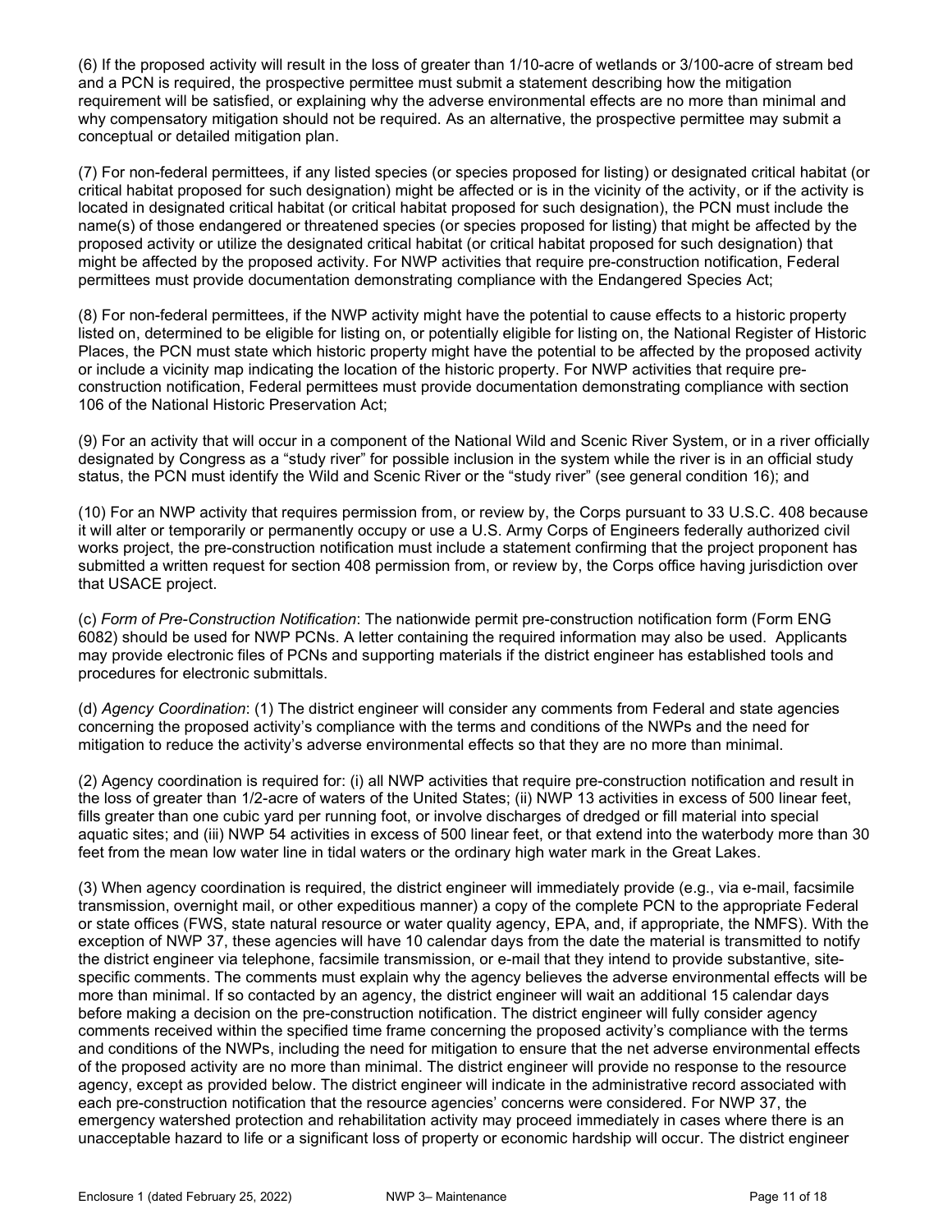(6) If the proposed activity will result in the loss of greater than 1/10-acre of wetlands or 3/100-acre of stream bed and a PCN is required, the prospective permittee must submit a statement describing how the mitigation requirement will be satisfied, or explaining why the adverse environmental effects are no more than minimal and why compensatory mitigation should not be required. As an alternative, the prospective permittee may submit a conceptual or detailed mitigation plan.

(7) For non-federal permittees, if any listed species (or species proposed for listing) or designated critical habitat (or critical habitat proposed for such designation) might be affected or is in the vicinity of the activity, or if the activity is located in designated critical habitat (or critical habitat proposed for such designation), the PCN must include the name(s) of those endangered or threatened species (or species proposed for listing) that might be affected by the proposed activity or utilize the designated critical habitat (or critical habitat proposed for such designation) that might be affected by the proposed activity. For NWP activities that require pre-construction notification, Federal permittees must provide documentation demonstrating compliance with the Endangered Species Act;

(8) For non-federal permittees, if the NWP activity might have the potential to cause effects to a historic property listed on, determined to be eligible for listing on, or potentially eligible for listing on, the National Register of Historic Places, the PCN must state which historic property might have the potential to be affected by the proposed activity or include a vicinity map indicating the location of the historic property. For NWP activities that require pre-construction notification, Federal permittees must provide documentation demonstrating compliance with section 106 of the National Historic Preservation Act;

(9) For an activity that will occur in a component of the National Wild and Scenic River System, or in a river officially designated by Congress as a "study river" for possible inclusion in the system while the river is in an official study status, the PCN must identify the Wild and Scenic River or the "study river" (see general condition 16); and

(10) For an NWP activity that requires permission from, or review by, the Corps pursuant to 33 U.S.C. 408 because it will alter or temporarily or permanently occupy or use a U.S. Army Corps of Engineers federally authorized civil works project, the pre-construction notification must include a statement confirming that the project proponent has submitted a written request for section 408 permission from, or review by, the Corps office having jurisdiction over that USACE project.

(c) *Form of Pre-Construction Notification*: The nationwide permit pre-construction notification form (Form ENG 6082) should be used for NWP PCNs. A letter containing the required information may also be used. Applicants may provide electronic files of PCNs and supporting materials if the district engineer has established tools and procedures for electronic submittals.

(d) *Agency Coordination*: (1) The district engineer will consider any comments from Federal and state agencies concerning the proposed activity's compliance with the terms and conditions of the NWPs and the need for mitigation to reduce the activity's adverse environmental effects so that they are no more than minimal.

(2) Agency coordination is required for: (i) all NWP activities that require pre-construction notification and result in the loss of greater than 1/2-acre of waters of the United States; (ii) NWP 13 activities in excess of 500 linear feet, fills greater than one cubic yard per running foot, or involve discharges of dredged or fill material into special aquatic sites; and (iii) NWP 54 activities in excess of 500 linear feet, or that extend into the waterbody more than 30 feet from the mean low water line in tidal waters or the ordinary high water mark in the Great Lakes.

(3) When agency coordination is required, the district engineer will immediately provide (e.g., via e-mail, facsimile transmission, overnight mail, or other expeditious manner) a copy of the complete PCN to the appropriate Federal or state offices (FWS, state natural resource or water quality agency, EPA, and, if appropriate, the NMFS). With the exception of NWP 37, these agencies will have 10 calendar days from the date the material is transmitted to notify the district engineer via telephone, facsimile transmission, or e-mail that they intend to provide substantive, site-specific comments. The comments must explain why the agency believes the adverse environmental effects will be more than minimal. If so contacted by an agency, the district engineer will wait an additional 15 calendar days before making a decision on the pre-construction notification. The district engineer will fully consider agency comments received within the specified time frame concerning the proposed activity's compliance with the terms and conditions of the NWPs, including the need for mitigation to ensure that the net adverse environmental effects of the proposed activity are no more than minimal. The district engineer will provide no response to the resource agency, except as provided below. The district engineer will indicate in the administrative record associated with each pre-construction notification that the resource agencies' concerns were considered. For NWP 37, the emergency watershed protection and rehabilitation activity may proceed immediately in cases where there is an unacceptable hazard to life or a significant loss of property or economic hardship will occur. The district engineer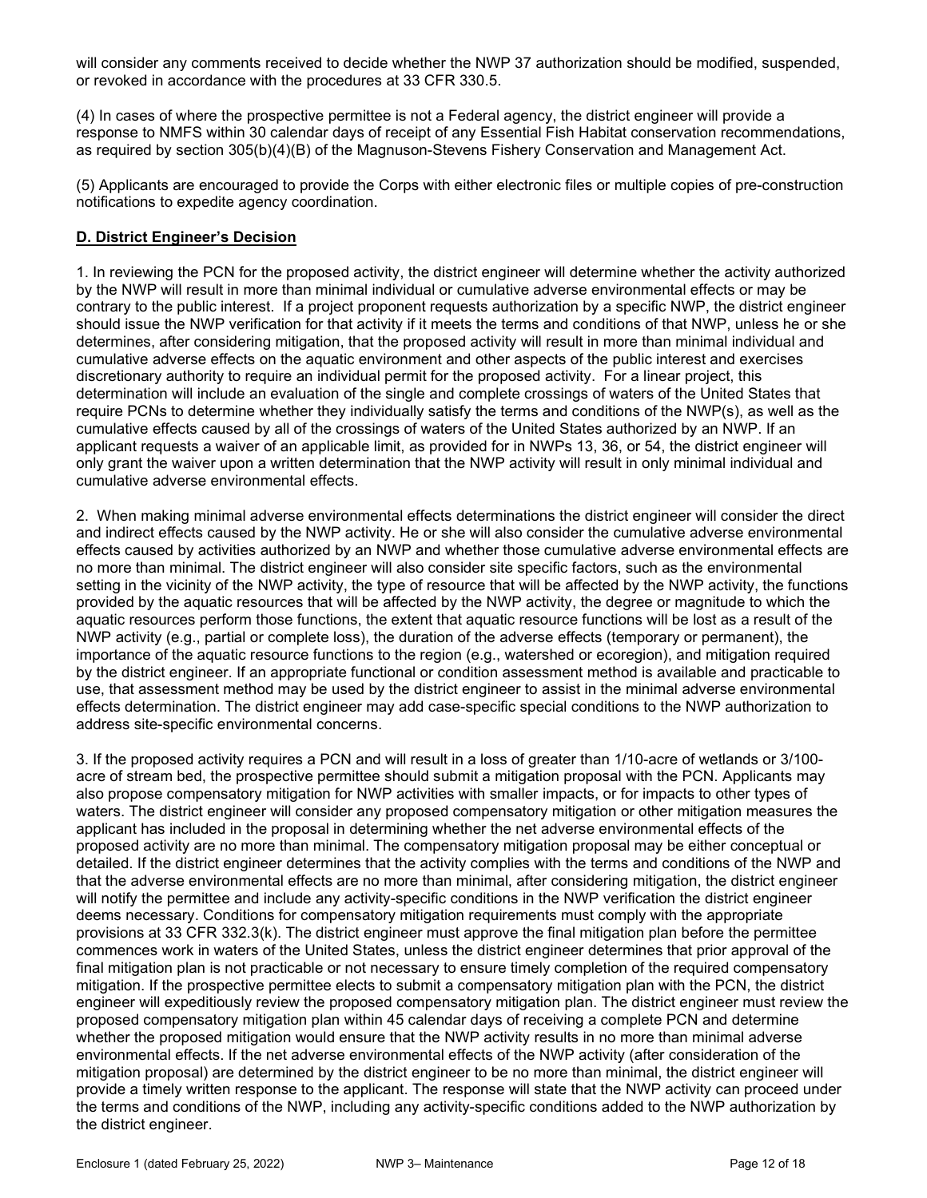will consider any comments received to decide whether the NWP 37 authorization should be modified, suspended, or revoked in accordance with the procedures at 33 CFR 330.5.

(4) In cases of where the prospective permittee is not a Federal agency, the district engineer will provide a response to NMFS within 30 calendar days of receipt of any Essential Fish Habitat conservation recommendations, as required by section 305(b)(4)(B) of the Magnuson-Stevens Fishery Conservation and Management Act.

(5) Applicants are encouraged to provide the Corps with either electronic files or multiple copies of pre-construction notifications to expedite agency coordination.

**D. District Engineer's Decision**

1. In reviewing the PCN for the proposed activity, the district engineer will determine whether the activity authorized by the NWP will result in more than minimal individual or cumulative adverse environmental effects or may be contrary to the public interest. If a project proponent requests authorization by a specific NWP, the district engineer should issue the NWP verification for that activity if it meets the terms and conditions of that NWP, unless he or she determines, after considering mitigation, that the proposed activity will result in more than minimal individual and cumulative adverse effects on the aquatic environment and other aspects of the public interest and exercises discretionary authority to require an individual permit for the proposed activity. For a linear project, this determination will include an evaluation of the single and complete crossings of waters of the United States that require PCNs to determine whether they individually satisfy the terms and conditions of the NWP(s), as well as the cumulative effects caused by all of the crossings of waters of the United States authorized by an NWP. If an applicant requests a waiver of an applicable limit, as provided for in NWPs 13, 36, or 54, the district engineer will only grant the waiver upon a written determination that the NWP activity will result in only minimal individual and cumulative adverse environmental effects.

2. When making minimal adverse environmental effects determinations the district engineer will consider the direct and indirect effects caused by the NWP activity. He or she will also consider the cumulative adverse environmental effects caused by activities authorized by an NWP and whether those cumulative adverse environmental effects are no more than minimal. The district engineer will also consider site specific factors, such as the environmental setting in the vicinity of the NWP activity, the type of resource that will be affected by the NWP activity, the functions provided by the aquatic resources that will be affected by the NWP activity, the degree or magnitude to which the aquatic resources perform those functions, the extent that aquatic resource functions will be lost as a result of the NWP activity (e.g., partial or complete loss), the duration of the adverse effects (temporary or permanent), the importance of the aquatic resource functions to the region (e.g., watershed or ecoregion), and mitigation required by the district engineer. If an appropriate functional or condition assessment method is available and practicable to use, that assessment method may be used by the district engineer to assist in the minimal adverse environmental effects determination. The district engineer may add case-specific special conditions to the NWP authorization to address site-specific environmental concerns.

3. If the proposed activity requires a PCN and will result in a loss of greater than 1/10-acre of wetlands or 3/100-acre of stream bed, the prospective permittee should submit a mitigation proposal with the PCN. Applicants may also propose compensatory mitigation for NWP activities with smaller impacts, or for impacts to other types of waters. The district engineer will consider any proposed compensatory mitigation or other mitigation measures the applicant has included in the proposal in determining whether the net adverse environmental effects of the proposed activity are no more than minimal. The compensatory mitigation proposal may be either conceptual or detailed. If the district engineer determines that the activity complies with the terms and conditions of the NWP and that the adverse environmental effects are no more than minimal, after considering mitigation, the district engineer will notify the permittee and include any activity-specific conditions in the NWP verification the district engineer deems necessary. Conditions for compensatory mitigation requirements must comply with the appropriate provisions at 33 CFR 332.3(k). The district engineer must approve the final mitigation plan before the permittee commences work in waters of the United States, unless the district engineer determines that prior approval of the final mitigation plan is not practicable or not necessary to ensure timely completion of the required compensatory mitigation. If the prospective permittee elects to submit a compensatory mitigation plan with the PCN, the district engineer will expeditiously review the proposed compensatory mitigation plan. The district engineer must review the proposed compensatory mitigation plan within 45 calendar days of receiving a complete PCN and determine whether the proposed mitigation would ensure that the NWP activity results in no more than minimal adverse environmental effects. If the net adverse environmental effects of the NWP activity (after consideration of the mitigation proposal) are determined by the district engineer to be no more than minimal, the district engineer will provide a timely written response to the applicant. The response will state that the NWP activity can proceed under the terms and conditions of the NWP, including any activity-specific conditions added to the NWP authorization by the district engineer.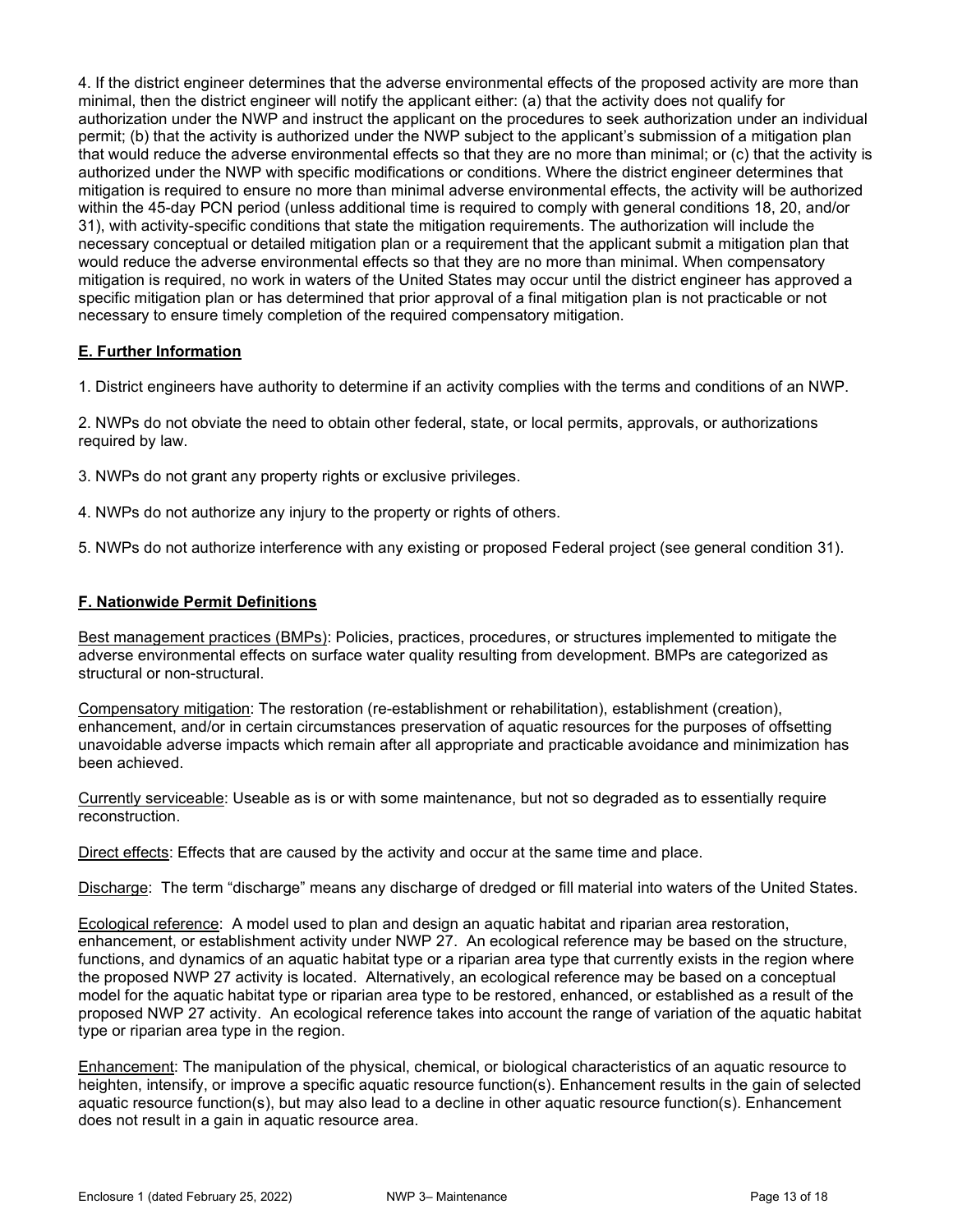4. If the district engineer determines that the adverse environmental effects of the proposed activity are more than minimal, then the district engineer will notify the applicant either: (a) that the activity does not qualify for authorization under the NWP and instruct the applicant on the procedures to seek authorization under an individual permit; (b) that the activity is authorized under the NWP subject to the applicant's submission of a mitigation plan that would reduce the adverse environmental effects so that they are no more than minimal; or (c) that the activity is authorized under the NWP with specific modifications or conditions. Where the district engineer determines that mitigation is required to ensure no more than minimal adverse environmental effects, the activity will be authorized within the 45-day PCN period (unless additional time is required to comply with general conditions 18, 20, and/or 31), with activity-specific conditions that state the mitigation requirements. The authorization will include the necessary conceptual or detailed mitigation plan or a requirement that the applicant submit a mitigation plan that would reduce the adverse environmental effects so that they are no more than minimal. When compensatory mitigation is required, no work in waters of the United States may occur until the district engineer has approved a specific mitigation plan or has determined that prior approval of a final mitigation plan is not practicable or not necessary to ensure timely completion of the required compensatory mitigation.

## E. Further Information

1. District engineers have authority to determine if an activity complies with the terms and conditions of an NWP.

2. NWPs do not obviate the need to obtain other federal, state, or local permits, approvals, or authorizations required by law.

3. NWPs do not grant any property rights or exclusive privileges.

4. NWPs do not authorize any injury to the property or rights of others.

5. NWPs do not authorize interference with any existing or proposed Federal project (see general condition 31).

## F. Nationwide Permit Definitions

Best management practices (BMPs): Policies, practices, procedures, or structures implemented to mitigate the adverse environmental effects on surface water quality resulting from development. BMPs are categorized as structural or non-structural.

Compensatory mitigation: The restoration (re-establishment or rehabilitation), establishment (creation), enhancement, and/or in certain circumstances preservation of aquatic resources for the purposes of offsetting unavoidable adverse impacts which remain after all appropriate and practicable avoidance and minimization has been achieved.

Currently serviceable: Useable as is or with some maintenance, but not so degraded as to essentially require reconstruction.

Direct effects: Effects that are caused by the activity and occur at the same time and place.

Discharge: The term "discharge" means any discharge of dredged or fill material into waters of the United States.

Ecological reference: A model used to plan and design an aquatic habitat and riparian area restoration, enhancement, or establishment activity under NWP 27. An ecological reference may be based on the structure, functions, and dynamics of an aquatic habitat type or a riparian area type that currently exists in the region where the proposed NWP 27 activity is located. Alternatively, an ecological reference may be based on a conceptual model for the aquatic habitat type or riparian area type to be restored, enhanced, or established as a result of the proposed NWP 27 activity. An ecological reference takes into account the range of variation of the aquatic habitat type or riparian area type in the region.

Enhancement: The manipulation of the physical, chemical, or biological characteristics of an aquatic resource to heighten, intensify, or improve a specific aquatic resource function(s). Enhancement results in the gain of selected aquatic resource function(s), but may also lead to a decline in other aquatic resource function(s). Enhancement does not result in a gain in aquatic resource area.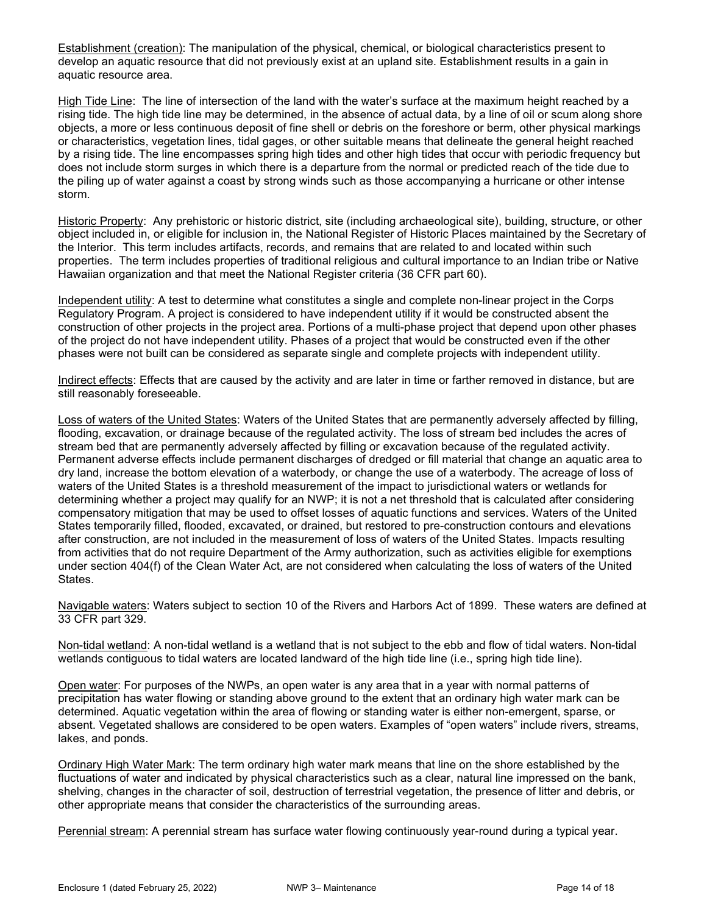Establishment (creation): The manipulation of the physical, chemical, or biological characteristics present to develop an aquatic resource that did not previously exist at an upland site. Establishment results in a gain in aquatic resource area.

High Tide Line: The line of intersection of the land with the water's surface at the maximum height reached by a rising tide. The high tide line may be determined, in the absence of actual data, by a line of oil or scum along shore objects, a more or less continuous deposit of fine shell or debris on the foreshore or berm, other physical markings or characteristics, vegetation lines, tidal gages, or other suitable means that delineate the general height reached by a rising tide. The line encompasses spring high tides and other high tides that occur with periodic frequency but does not include storm surges in which there is a departure from the normal or predicted reach of the tide due to the piling up of water against a coast by strong winds such as those accompanying a hurricane or other intense storm.

Historic Property: Any prehistoric or historic district, site (including archaeological site), building, structure, or other object included in, or eligible for inclusion in, the National Register of Historic Places maintained by the Secretary of the Interior. This term includes artifacts, records, and remains that are related to and located within such properties. The term includes properties of traditional religious and cultural importance to an Indian tribe or Native Hawaiian organization and that meet the National Register criteria (36 CFR part 60).

Independent utility: A test to determine what constitutes a single and complete non-linear project in the Corps Regulatory Program. A project is considered to have independent utility if it would be constructed absent the construction of other projects in the project area. Portions of a multi-phase project that depend upon other phases of the project do not have independent utility. Phases of a project that would be constructed even if the other phases were not built can be considered as separate single and complete projects with independent utility.

Indirect effects: Effects that are caused by the activity and are later in time or farther removed in distance, but are still reasonably foreseeable.

Loss of waters of the United States: Waters of the United States that are permanently adversely affected by filling, flooding, excavation, or drainage because of the regulated activity. The loss of stream bed includes the acres of stream bed that are permanently adversely affected by filling or excavation because of the regulated activity. Permanent adverse effects include permanent discharges of dredged or fill material that change an aquatic area to dry land, increase the bottom elevation of a waterbody, or change the use of a waterbody. The acreage of loss of waters of the United States is a threshold measurement of the impact to jurisdictional waters or wetlands for determining whether a project may qualify for an NWP; it is not a net threshold that is calculated after considering compensatory mitigation that may be used to offset losses of aquatic functions and services. Waters of the United States temporarily filled, flooded, excavated, or drained, but restored to pre-construction contours and elevations after construction, are not included in the measurement of loss of waters of the United States. Impacts resulting from activities that do not require Department of the Army authorization, such as activities eligible for exemptions under section 404(f) of the Clean Water Act, are not considered when calculating the loss of waters of the United States.

Navigable waters: Waters subject to section 10 of the Rivers and Harbors Act of 1899. These waters are defined at 33 CFR part 329.

Non-tidal wetland: A non-tidal wetland is a wetland that is not subject to the ebb and flow of tidal waters. Non-tidal wetlands contiguous to tidal waters are located landward of the high tide line (i.e., spring high tide line).

Open water: For purposes of the NWPs, an open water is any area that in a year with normal patterns of precipitation has water flowing or standing above ground to the extent that an ordinary high water mark can be determined. Aquatic vegetation within the area of flowing or standing water is either non-emergent, sparse, or absent. Vegetated shallows are considered to be open waters. Examples of "open waters" include rivers, streams, lakes, and ponds.

Ordinary High Water Mark: The term ordinary high water mark means that line on the shore established by the fluctuations of water and indicated by physical characteristics such as a clear, natural line impressed on the bank, shelving, changes in the character of soil, destruction of terrestrial vegetation, the presence of litter and debris, or other appropriate means that consider the characteristics of the surrounding areas.

Perennial stream: A perennial stream has surface water flowing continuously year-round during a typical year.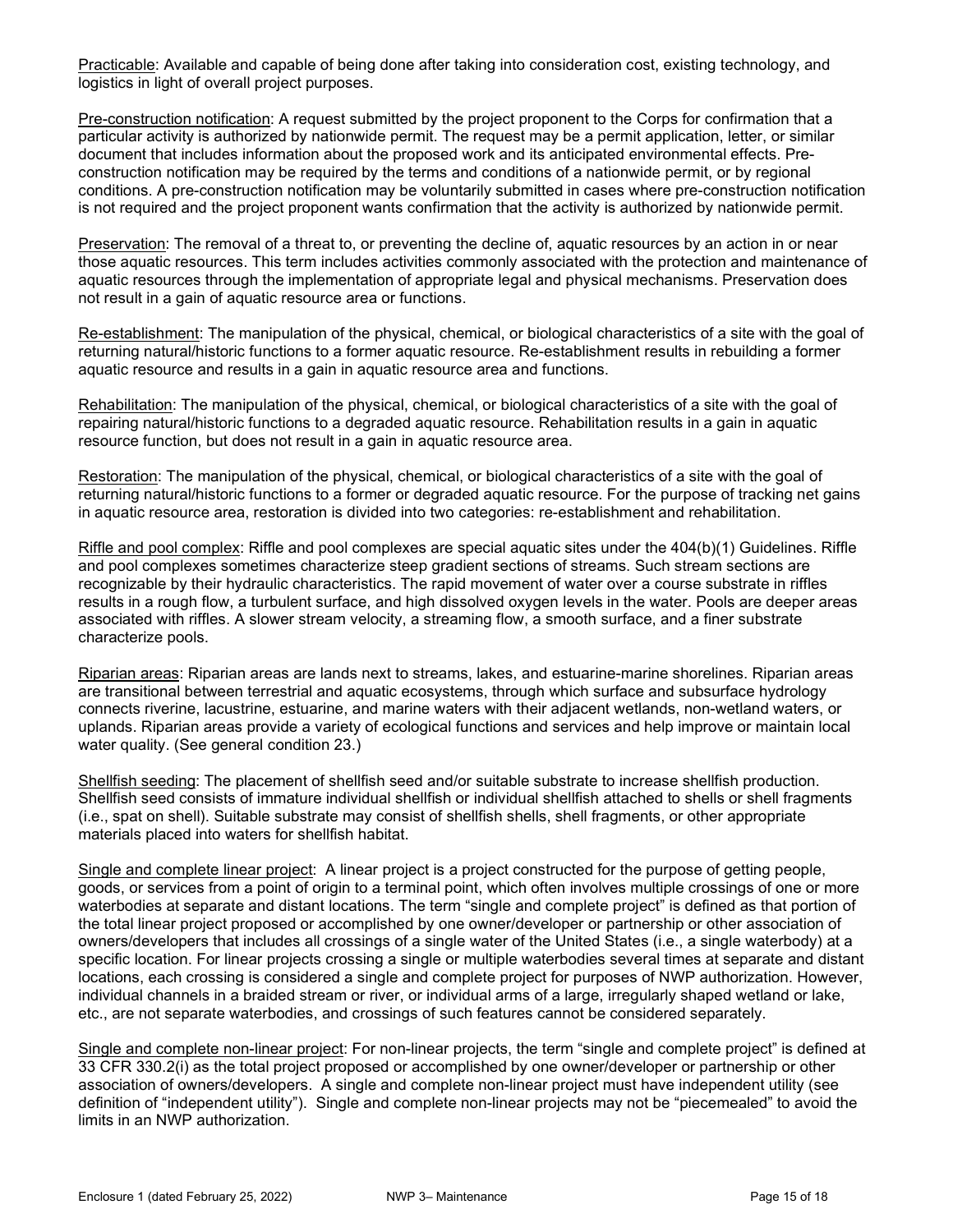Practicable: Available and capable of being done after taking into consideration cost, existing technology, and logistics in light of overall project purposes.

Pre-construction notification: A request submitted by the project proponent to the Corps for confirmation that a particular activity is authorized by nationwide permit. The request may be a permit application, letter, or similar document that includes information about the proposed work and its anticipated environmental effects. Pre-construction notification may be required by the terms and conditions of a nationwide permit, or by regional conditions. A pre-construction notification may be voluntarily submitted in cases where pre-construction notification is not required and the project proponent wants confirmation that the activity is authorized by nationwide permit.

Preservation: The removal of a threat to, or preventing the decline of, aquatic resources by an action in or near those aquatic resources. This term includes activities commonly associated with the protection and maintenance of aquatic resources through the implementation of appropriate legal and physical mechanisms. Preservation does not result in a gain of aquatic resource area or functions.

Re-establishment: The manipulation of the physical, chemical, or biological characteristics of a site with the goal of returning natural/historic functions to a former aquatic resource. Re-establishment results in rebuilding a former aquatic resource and results in a gain in aquatic resource area and functions.

Rehabilitation: The manipulation of the physical, chemical, or biological characteristics of a site with the goal of repairing natural/historic functions to a degraded aquatic resource. Rehabilitation results in a gain in aquatic resource function, but does not result in a gain in aquatic resource area.

Restoration: The manipulation of the physical, chemical, or biological characteristics of a site with the goal of returning natural/historic functions to a former or degraded aquatic resource. For the purpose of tracking net gains in aquatic resource area, restoration is divided into two categories: re-establishment and rehabilitation.

Riffle and pool complex: Riffle and pool complexes are special aquatic sites under the 404(b)(1) Guidelines. Riffle and pool complexes sometimes characterize steep gradient sections of streams. Such stream sections are recognizable by their hydraulic characteristics. The rapid movement of water over a course substrate in riffles results in a rough flow, a turbulent surface, and high dissolved oxygen levels in the water. Pools are deeper areas associated with riffles. A slower stream velocity, a streaming flow, a smooth surface, and a finer substrate characterize pools.

Riparian areas: Riparian areas are lands next to streams, lakes, and estuarine-marine shorelines. Riparian areas are transitional between terrestrial and aquatic ecosystems, through which surface and subsurface hydrology connects riverine, lacustrine, estuarine, and marine waters with their adjacent wetlands, non-wetland waters, or uplands. Riparian areas provide a variety of ecological functions and services and help improve or maintain local water quality. (See general condition 23.)

Shellfish seeding: The placement of shellfish seed and/or suitable substrate to increase shellfish production. Shellfish seed consists of immature individual shellfish or individual shellfish attached to shells or shell fragments (i.e., spat on shell). Suitable substrate may consist of shellfish shells, shell fragments, or other appropriate materials placed into waters for shellfish habitat.

Single and complete linear project: A linear project is a project constructed for the purpose of getting people, goods, or services from a point of origin to a terminal point, which often involves multiple crossings of one or more waterbodies at separate and distant locations. The term "single and complete project" is defined as that portion of the total linear project proposed or accomplished by one owner/developer or partnership or other association of owners/developers that includes all crossings of a single water of the United States (i.e., a single waterbody) at a specific location. For linear projects crossing a single or multiple waterbodies several times at separate and distant locations, each crossing is considered a single and complete project for purposes of NWP authorization. However, individual channels in a braided stream or river, or individual arms of a large, irregularly shaped wetland or lake, etc., are not separate waterbodies, and crossings of such features cannot be considered separately.

Single and complete non-linear project: For non-linear projects, the term "single and complete project" is defined at 33 CFR 330.2(i) as the total project proposed or accomplished by one owner/developer or partnership or other association of owners/developers. A single and complete non-linear project must have independent utility (see definition of "independent utility"). Single and complete non-linear projects may not be "piecemealed" to avoid the limits in an NWP authorization.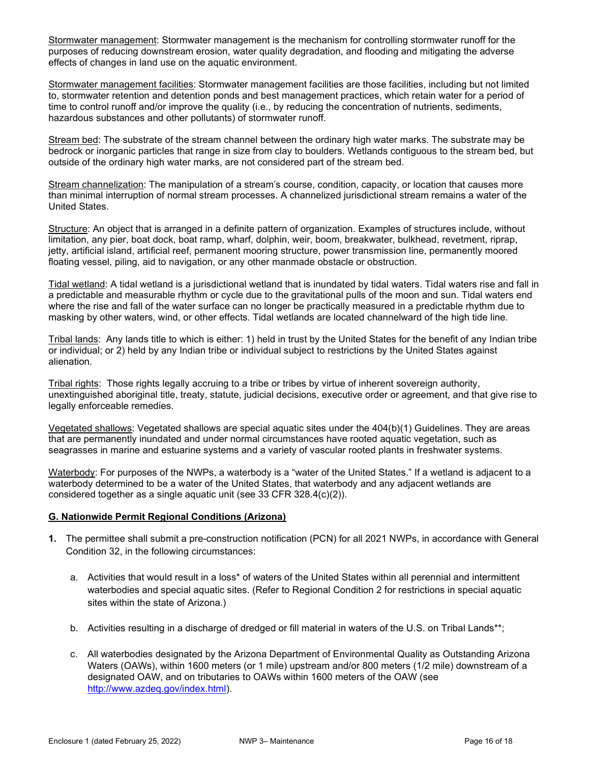Stormwater management: Stormwater management is the mechanism for controlling stormwater runoff for the purposes of reducing downstream erosion, water quality degradation, and flooding and mitigating the adverse effects of changes in land use on the aquatic environment.

Stormwater management facilities: Stormwater management facilities are those facilities, including but not limited to, stormwater retention and detention ponds and best management practices, which retain water for a period of time to control runoff and/or improve the quality (i.e., by reducing the concentration of nutrients, sediments, hazardous substances and other pollutants) of stormwater runoff.

Stream bed: The substrate of the stream channel between the ordinary high water marks. The substrate may be bedrock or inorganic particles that range in size from clay to boulders. Wetlands contiguous to the stream bed, but outside of the ordinary high water marks, are not considered part of the stream bed.

Stream channelization: The manipulation of a stream's course, condition, capacity, or location that causes more than minimal interruption of normal stream processes. A channelized jurisdictional stream remains a water of the United States.

Structure: An object that is arranged in a definite pattern of organization. Examples of structures include, without limitation, any pier, boat dock, boat ramp, wharf, dolphin, weir, boom, breakwater, bulkhead, revetment, riprap, jetty, artificial island, artificial reef, permanent mooring structure, power transmission line, permanently moored floating vessel, piling, aid to navigation, or any other manmade obstacle or obstruction.

Tidal wetland: A tidal wetland is a jurisdictional wetland that is inundated by tidal waters. Tidal waters rise and fall in a predictable and measurable rhythm or cycle due to the gravitational pulls of the moon and sun. Tidal waters end where the rise and fall of the water surface can no longer be practically measured in a predictable rhythm due to masking by other waters, wind, or other effects. Tidal wetlands are located channelward of the high tide line.

Tribal lands: Any lands title to which is either: 1) held in trust by the United States for the benefit of any Indian tribe or individual; or 2) held by any Indian tribe or individual subject to restrictions by the United States against alienation.

Tribal rights: Those rights legally accruing to a tribe or tribes by virtue of inherent sovereign authority, unextinguished aboriginal title, treaty, statute, judicial decisions, executive order or agreement, and that give rise to legally enforceable remedies.

Vegetated shallows: Vegetated shallows are special aquatic sites under the 404(b)(1) Guidelines. They are areas that are permanently inundated and under normal circumstances have rooted aquatic vegetation, such as seagrasses in marine and estuarine systems and a variety of vascular rooted plants in freshwater systems.

Waterbody: For purposes of the NWPs, a waterbody is a "water of the United States." If a wetland is adjacent to a waterbody determined to be a water of the United States, that waterbody and any adjacent wetlands are considered together as a single aquatic unit (see 33 CFR 328.4(c)(2)).

## G. Nationwide Permit Regional Conditions (Arizona)

**1.** The permittee shall submit a pre-construction notification (PCN) for all 2021 NWPs, in accordance with General Condition 32, in the following circumstances:

   a. Activities that would result in a loss* of waters of the United States within all perennial and intermittent waterbodies and special aquatic sites. (Refer to Regional Condition 2 for restrictions in special aquatic sites within the state of Arizona.)

   b. Activities resulting in a discharge of dredged or fill material in waters of the U.S. on Tribal Lands**;

   c. All waterbodies designated by the Arizona Department of Environmental Quality as Outstanding Arizona Waters (OAWs), within 1600 meters (or 1 mile) upstream and/or 800 meters (1/2 mile) downstream of a designated OAW, and on tributaries to OAWs within 1600 meters of the OAW (see http://www.azdeq.gov/index.html).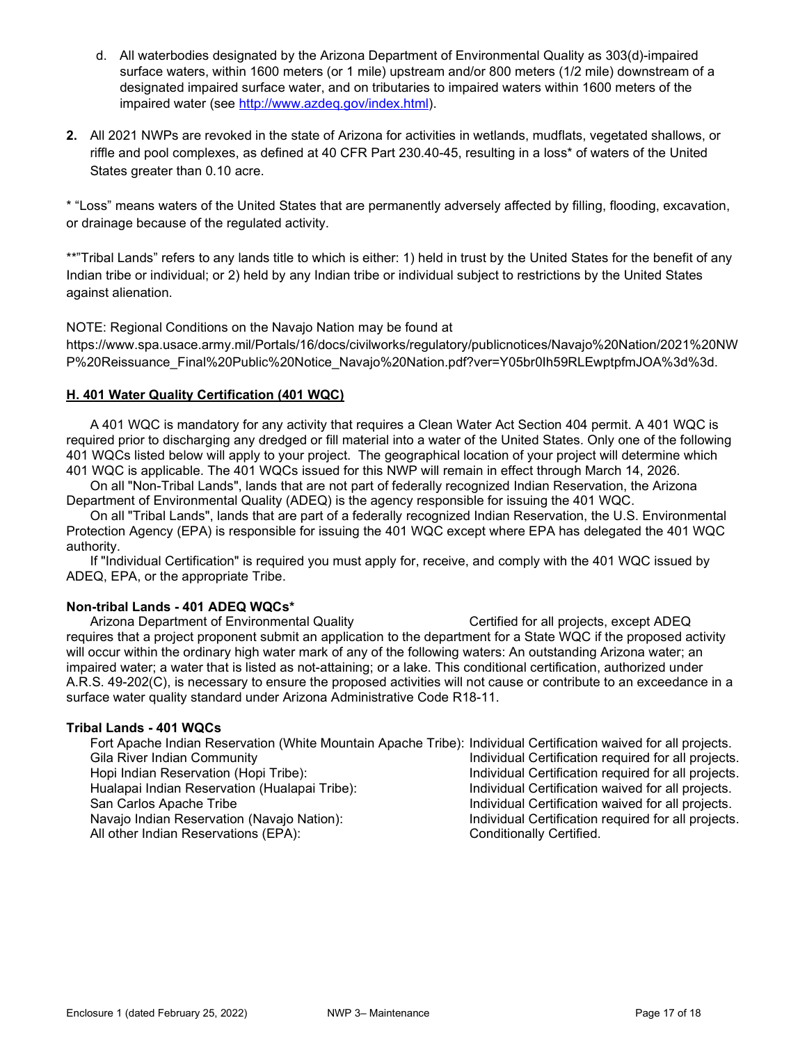d. All waterbodies designated by the Arizona Department of Environmental Quality as 303(d)-impaired surface waters, within 1600 meters (or 1 mile) upstream and/or 800 meters (1/2 mile) downstream of a designated impaired surface water, and on tributaries to impaired waters within 1600 meters of the impaired water (see http://www.azdeq.gov/index.html).

**2.** All 2021 NWPs are revoked in the state of Arizona for activities in wetlands, mudflats, vegetated shallows, or riffle and pool complexes, as defined at 40 CFR Part 230.40-45, resulting in a loss* of waters of the United States greater than 0.10 acre.

* "Loss" means waters of the United States that are permanently adversely affected by filling, flooding, excavation, or drainage because of the regulated activity.

**"Tribal Lands" refers to any lands title to which is either: 1) held in trust by the United States for the benefit of any Indian tribe or individual; or 2) held by any Indian tribe or individual subject to restrictions by the United States against alienation.

NOTE: Regional Conditions on the Navajo Nation may be found at https://www.spa.usace.army.mil/Portals/16/docs/civilworks/regulatory/publicnotices/Navajo%20Nation/2021%20NWP%20Reissuance_Final%20Public%20Notice_Navajo%20Nation.pdf?ver=Y05br0Ih59RLEwptpfmJOA%3d%3d.

## H. 401 Water Quality Certification (401 WQC)

A 401 WQC is mandatory for any activity that requires a Clean Water Act Section 404 permit. A 401 WQC is required prior to discharging any dredged or fill material into a water of the United States. Only one of the following 401 WQCs listed below will apply to your project. The geographical location of your project will determine which 401 WQC is applicable. The 401 WQCs issued for this NWP will remain in effect through March 14, 2026.

On all "Non-Tribal Lands", lands that are not part of federally recognized Indian Reservation, the Arizona Department of Environmental Quality (ADEQ) is the agency responsible for issuing the 401 WQC.

On all "Tribal Lands", lands that are part of a federally recognized Indian Reservation, the U.S. Environmental Protection Agency (EPA) is responsible for issuing the 401 WQC except where EPA has delegated the 401 WQC authority.

If "Individual Certification" is required you must apply for, receive, and comply with the 401 WQC issued by ADEQ, EPA, or the appropriate Tribe.

**Non-tribal Lands - 401 ADEQ WQCs***

Arizona Department of Environmental Quality — Certified for all projects, except ADEQ requires that a project proponent submit an application to the department for a State WQC if the proposed activity will occur within the ordinary high water mark of any of the following waters: An outstanding Arizona water; an impaired water; a water that is listed as not-attaining; or a lake. This conditional certification, authorized under A.R.S. 49-202(C), is necessary to ensure the proposed activities will not cause or contribute to an exceedance in a surface water quality standard under Arizona Administrative Code R18-11.

**Tribal Lands - 401 WQCs**

| | |
|---|---|
| Fort Apache Indian Reservation (White Mountain Apache Tribe): | Individual Certification waived for all projects. |
| Gila River Indian Community | Individual Certification required for all projects. |
| Hopi Indian Reservation (Hopi Tribe): | Individual Certification required for all projects. |
| Hualapai Indian Reservation (Hualapai Tribe): | Individual Certification waived for all projects. |
| San Carlos Apache Tribe | Individual Certification waived for all projects. |
| Navajo Indian Reservation (Navajo Nation): | Individual Certification required for all projects. |
| All other Indian Reservations (EPA): | Conditionally Certified. |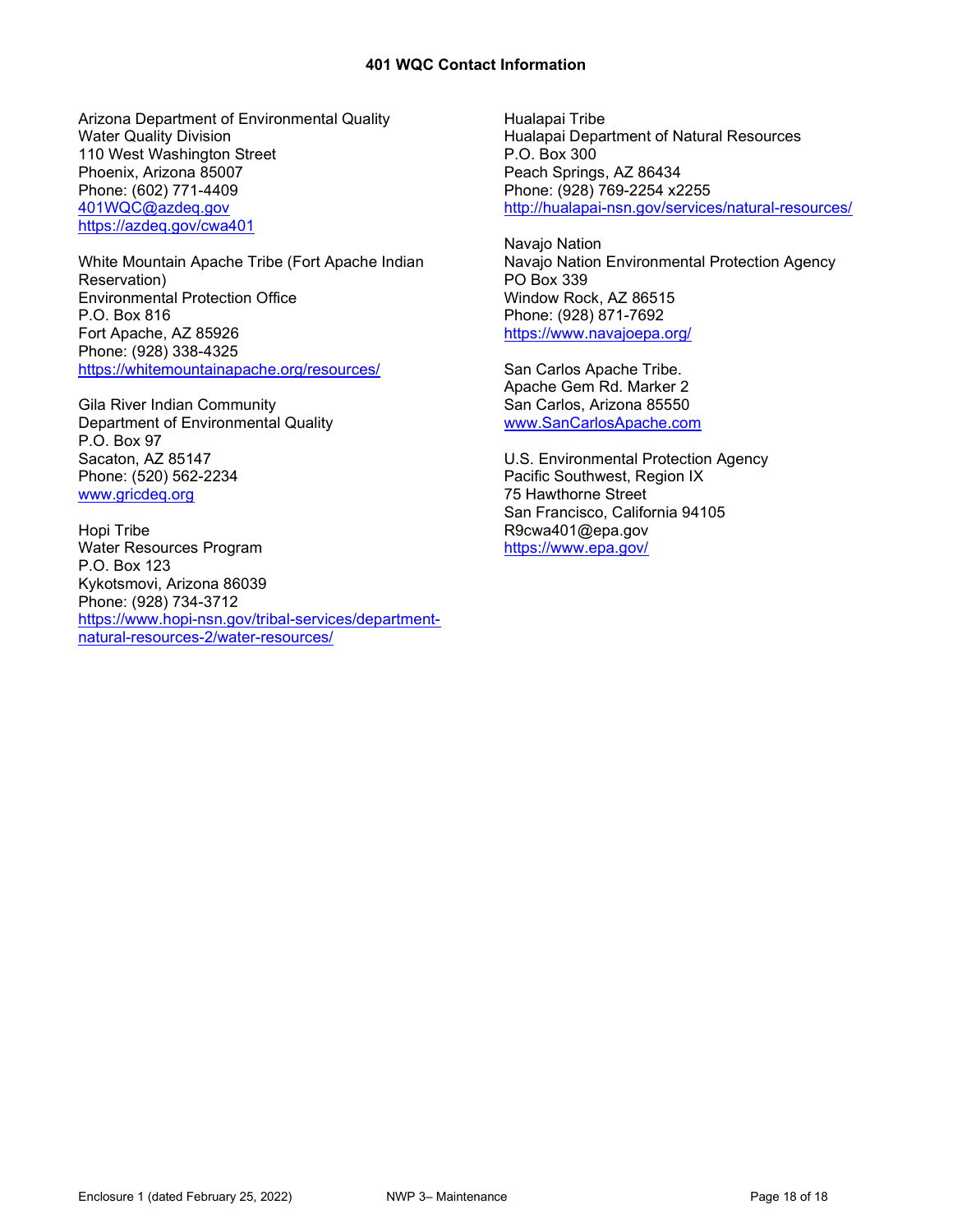**401 WQC Contact Information**

Arizona Department of Environmental Quality
Water Quality Division
110 West Washington Street
Phoenix, Arizona 85007
Phone: (602) 771-4409
401WQC@azdeq.gov
https://azdeq.gov/cwa401

White Mountain Apache Tribe (Fort Apache Indian Reservation)
Environmental Protection Office
P.O. Box 816
Fort Apache, AZ 85926
Phone: (928) 338-4325
https://whitemountainapache.org/resources/

Gila River Indian Community
Department of Environmental Quality
P.O. Box 97
Sacaton, AZ 85147
Phone: (520) 562-2234
www.gricdeq.org

Hopi Tribe
Water Resources Program
P.O. Box 123
Kykotsmovi, Arizona 86039
Phone: (928) 734-3712
https://www.hopi-nsn.gov/tribal-services/department-natural-resources-2/water-resources/

Hualapai Tribe
Hualapai Department of Natural Resources
P.O. Box 300
Peach Springs, AZ 86434
Phone: (928) 769-2254 x2255
http://hualapai-nsn.gov/services/natural-resources/

Navajo Nation
Navajo Nation Environmental Protection Agency
PO Box 339
Window Rock, AZ 86515
Phone: (928) 871-7692
https://www.navajoepa.org/

San Carlos Apache Tribe.
Apache Gem Rd. Marker 2
San Carlos, Arizona 85550
www.SanCarlosApache.com

U.S. Environmental Protection Agency
Pacific Southwest, Region IX
75 Hawthorne Street
San Francisco, California 94105
R9cwa401@epa.gov
https://www.epa.gov/